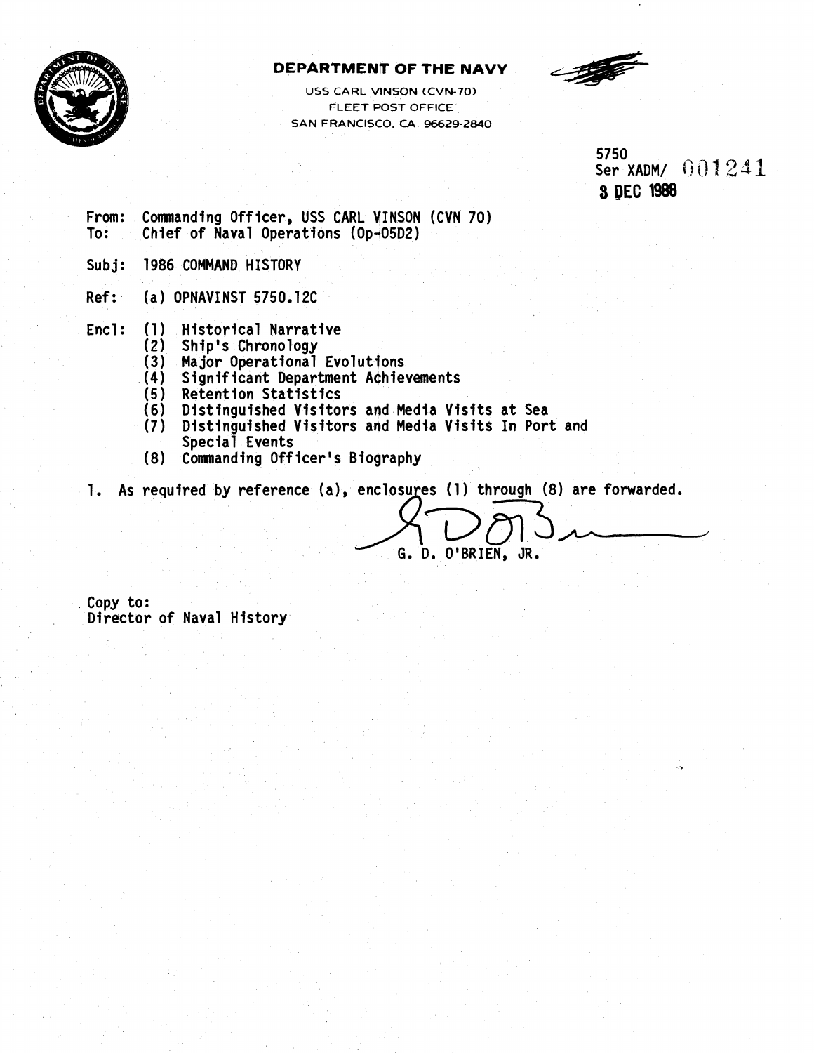**DEPARTMENT OF THE NAVY**

USS CARL VINSON (CVN-70)
FLEET POST OFFICE
SAN FRANCISCO, CA. 96629-2840

5750
Ser XADM/ 001241
8 DEC 1988

From: Commanding Officer, USS CARL VINSON (CVN 70)
To: Chief of Naval Operations (Op-05D2)

Subj: 1986 COMMAND HISTORY

Ref: (a) OPNAVINST 5750.12C

Encl: (1) Historical Narrative
(2) Ship's Chronology
(3) Major Operational Evolutions
(4) Significant Department Achievements
(5) Retention Statistics
(6) Distinguished Visitors and Media Visits at Sea
(7) Distinguished Visitors and Media Visits In Port and Special Events
(8) Commanding Officer's Biography

1. As required by reference (a), enclosures (1) through (8) are forwarded.

G. D. O'BRIEN, JR.

Copy to:
Director of Naval History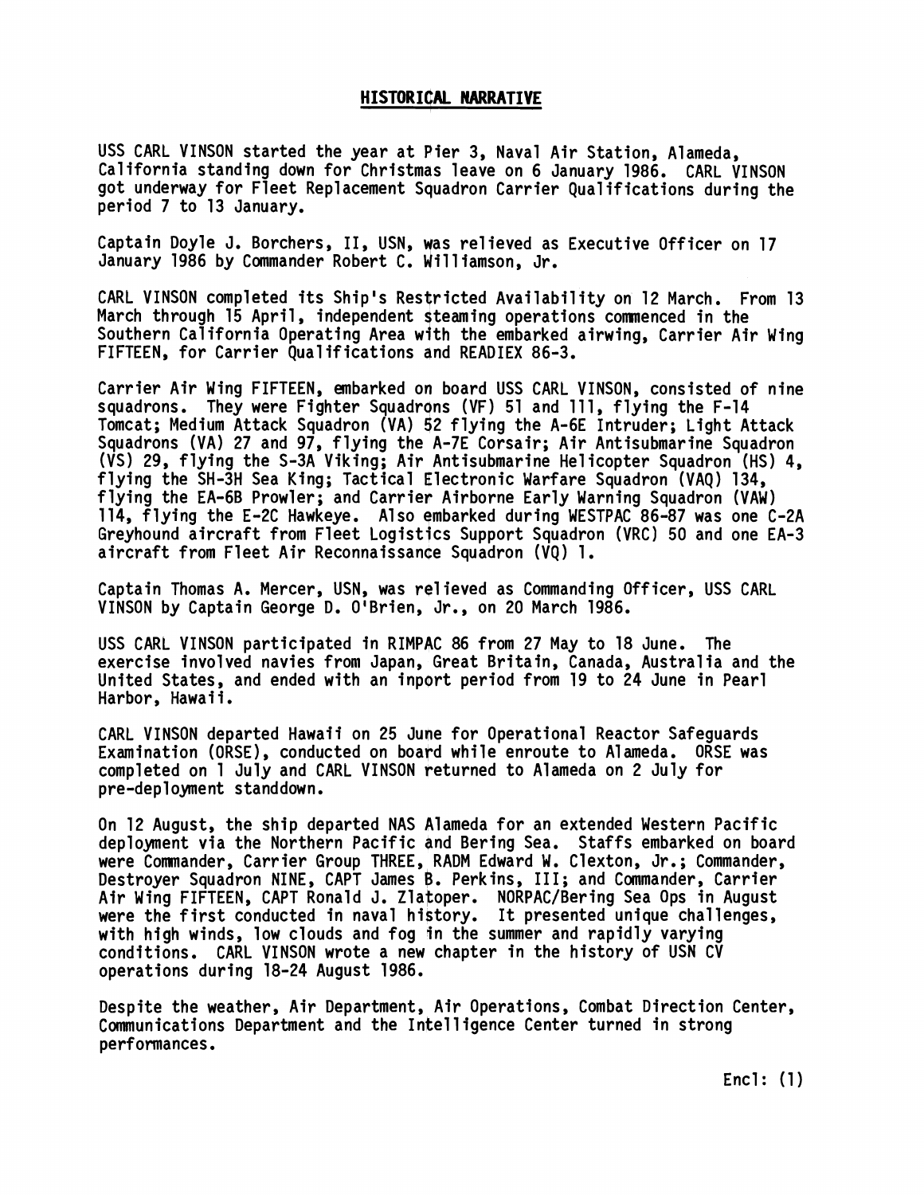## HISTORICAL NARRATIVE

USS CARL VINSON started the year at Pier 3, Naval Air Station, Alameda, California standing down for Christmas leave on 6 January 1986. CARL VINSON got underway for Fleet Replacement Squadron Carrier Qualifications during the period 7 to 13 January.

Captain Doyle J. Borchers, II, USN, was relieved as Executive Officer on 17 January 1986 by Commander Robert C. Williamson, Jr.

CARL VINSON completed its Ship's Restricted Availability on 12 March. From 13 March through 15 April, independent steaming operations commenced in the Southern California Operating Area with the embarked airwing, Carrier Air Wing FIFTEEN, for Carrier Qualifications and READIEX 86-3.

Carrier Air Wing FIFTEEN, embarked on board USS CARL VINSON, consisted of nine squadrons. They were Fighter Squadrons (VF) 51 and 111, flying the F-14 Tomcat; Medium Attack Squadron (VA) 52 flying the A-6E Intruder; Light Attack Squadrons (VA) 27 and 97, flying the A-7E Corsair; Air Antisubmarine Squadron (VS) 29, flying the S-3A Viking; Air Antisubmarine Helicopter Squadron (HS) 4, flying the SH-3H Sea King; Tactical Electronic Warfare Squadron (VAQ) 134, flying the EA-6B Prowler; and Carrier Airborne Early Warning Squadron (VAW) 114, flying the E-2C Hawkeye. Also embarked during WESTPAC 86-87 was one C-2A Greyhound aircraft from Fleet Logistics Support Squadron (VRC) 50 and one EA-3 aircraft from Fleet Air Reconnaissance Squadron (VQ) 1.

Captain Thomas A. Mercer, USN, was relieved as Commanding Officer, USS CARL VINSON by Captain George D. O'Brien, Jr., on 20 March 1986.

USS CARL VINSON participated in RIMPAC 86 from 27 May to 18 June. The exercise involved navies from Japan, Great Britain, Canada, Australia and the United States, and ended with an inport period from 19 to 24 June in Pearl Harbor, Hawaii.

CARL VINSON departed Hawaii on 25 June for Operational Reactor Safeguards Examination (ORSE), conducted on board while enroute to Alameda. ORSE was completed on 1 July and CARL VINSON returned to Alameda on 2 July for pre-deployment standdown.

On 12 August, the ship departed NAS Alameda for an extended Western Pacific deployment via the Northern Pacific and Bering Sea. Staffs embarked on board were Commander, Carrier Group THREE, RADM Edward W. Clexton, Jr.; Commander, Destroyer Squadron NINE, CAPT James B. Perkins, III; and Commander, Carrier Air Wing FIFTEEN, CAPT Ronald J. Zlatoper. NORPAC/Bering Sea Ops in August were the first conducted in naval history. It presented unique challenges, with high winds, low clouds and fog in the summer and rapidly varying conditions. CARL VINSON wrote a new chapter in the history of USN CV operations during 18-24 August 1986.

Despite the weather, Air Department, Air Operations, Combat Direction Center, Communications Department and the Intelligence Center turned in strong performances.

Encl: (1)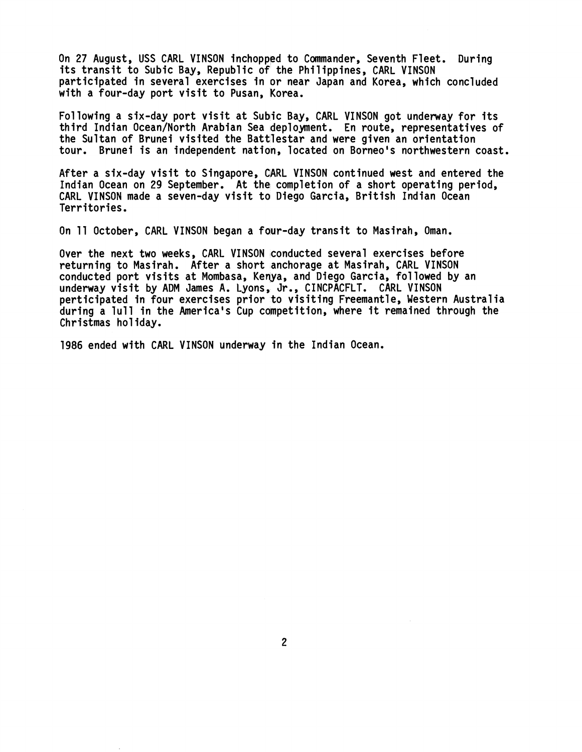On 27 August, USS CARL VINSON inchopped to Commander, Seventh Fleet. During its transit to Subic Bay, Republic of the Philippines, CARL VINSON participated in several exercises in or near Japan and Korea, which concluded with a four-day port visit to Pusan, Korea.

Following a six-day port visit at Subic Bay, CARL VINSON got underway for its third Indian Ocean/North Arabian Sea deployment. En route, representatives of the Sultan of Brunei visited the Battlestar and were given an orientation tour. Brunei is an independent nation, located on Borneo's northwestern coast.

After a six-day visit to Singapore, CARL VINSON continued west and entered the Indian Ocean on 29 September. At the completion of a short operating period, CARL VINSON made a seven-day visit to Diego Garcia, British Indian Ocean Territories.

On 11 October, CARL VINSON began a four-day transit to Masirah, Oman.

Over the next two weeks, CARL VINSON conducted several exercises before returning to Masirah. After a short anchorage at Masirah, CARL VINSON conducted port visits at Mombasa, Kenya, and Diego Garcia, followed by an underway visit by ADM James A. Lyons, Jr., CINCPACFLT. CARL VINSON perticipated in four exercises prior to visiting Freemantle, Western Australia during a lull in the America's Cup competition, where it remained through the Christmas holiday.

1986 ended with CARL VINSON underway in the Indian Ocean.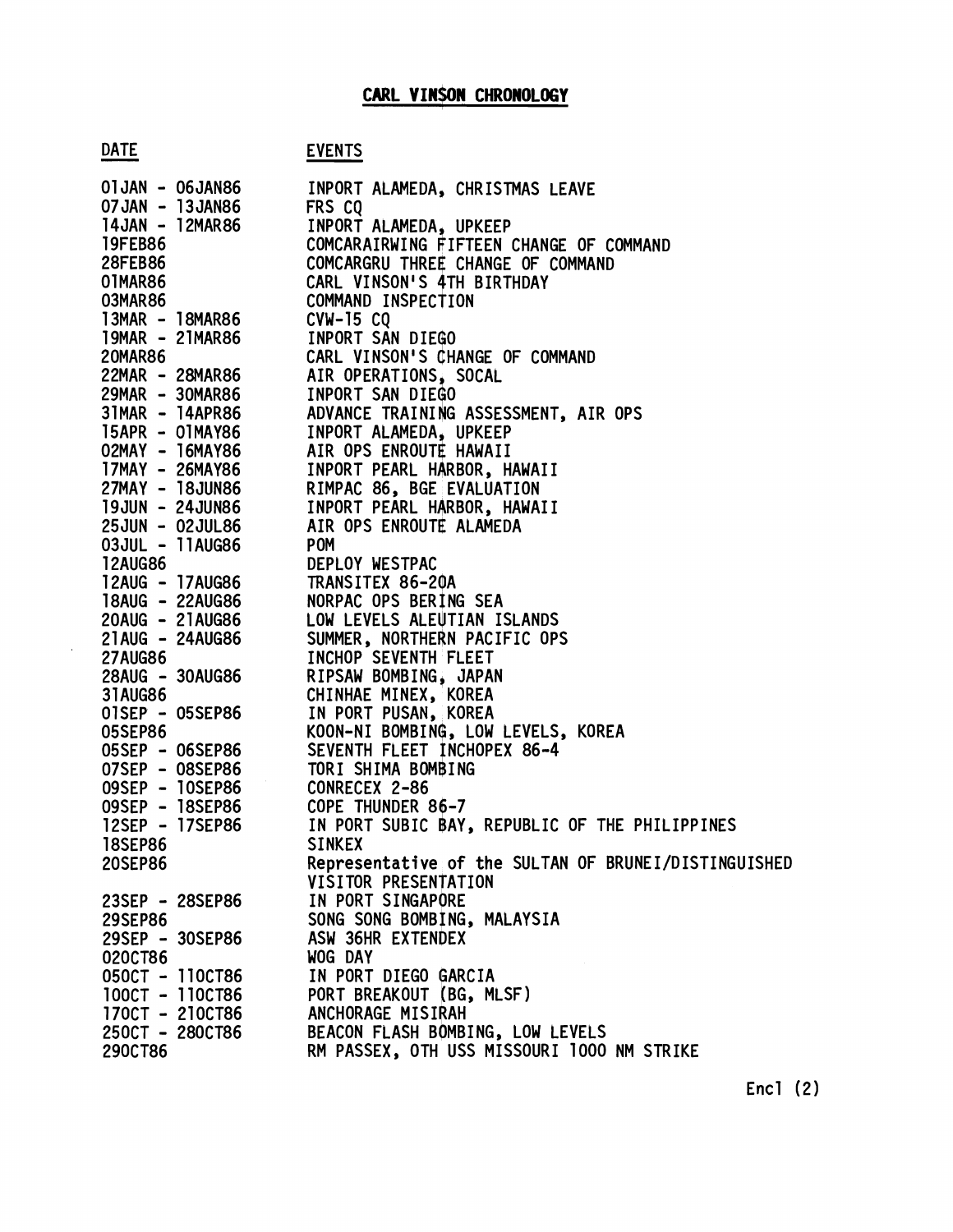# CARL VINSON CHRONOLOGY

| DATE | EVENTS |
|---|---|
| 01JAN - 06JAN86 | INPORT ALAMEDA, CHRISTMAS LEAVE |
| 07JAN - 13JAN86 | FRS CQ |
| 14JAN - 12MAR86 | INPORT ALAMEDA, UPKEEP |
| 19FEB86 | COMCARAIRWING FIFTEEN CHANGE OF COMMAND |
| 28FEB86 | COMCARGRU THREE CHANGE OF COMMAND |
| 01MAR86 | CARL VINSON'S 4TH BIRTHDAY |
| 03MAR86 | COMMAND INSPECTION |
| 13MAR - 18MAR86 | CVW-15 CQ |
| 19MAR - 21MAR86 | INPORT SAN DIEGO |
| 20MAR86 | CARL VINSON'S CHANGE OF COMMAND |
| 22MAR - 28MAR86 | AIR OPERATIONS, SOCAL |
| 29MAR - 30MAR86 | INPORT SAN DIEGO |
| 31MAR - 14APR86 | ADVANCE TRAINING ASSESSMENT, AIR OPS |
| 15APR - 01MAY86 | INPORT ALAMEDA, UPKEEP |
| 02MAY - 16MAY86 | AIR OPS ENROUTE HAWAII |
| 17MAY - 26MAY86 | INPORT PEARL HARBOR, HAWAII |
| 27MAY - 18JUN86 | RIMPAC 86, BGE EVALUATION |
| 19JUN - 24JUN86 | INPORT PEARL HARBOR, HAWAII |
| 25JUN - 02JUL86 | AIR OPS ENROUTE ALAMEDA |
| 03JUL - 11AUG86 | POM |
| 12AUG86 | DEPLOY WESTPAC |
| 12AUG - 17AUG86 | TRANSITEX 86-20A |
| 18AUG - 22AUG86 | NORPAC OPS BERING SEA |
| 20AUG - 21AUG86 | LOW LEVELS ALEUTIAN ISLANDS |
| 21AUG - 24AUG86 | SUMMER, NORTHERN PACIFIC OPS |
| 27AUG86 | INCHOP SEVENTH FLEET |
| 28AUG - 30AUG86 | RIPSAW BOMBING, JAPAN |
| 31AUG86 | CHINHAE MINEX, KOREA |
| 01SEP - 05SEP86 | IN PORT PUSAN, KOREA |
| 05SEP86 | KOON-NI BOMBING, LOW LEVELS, KOREA |
| 05SEP - 06SEP86 | SEVENTH FLEET INCHOPEX 86-4 |
| 07SEP - 08SEP86 | TORI SHIMA BOMBING |
| 09SEP - 10SEP86 | CONRECEX 2-86 |
| 09SEP - 18SEP86 | COPE THUNDER 86-7 |
| 12SEP - 17SEP86 | IN PORT SUBIC BAY, REPUBLIC OF THE PHILIPPINES |
| 18SEP86 | SINKEX |
| 20SEP86 | Representative of the SULTAN OF BRUNEI/DISTINGUISHED VISITOR PRESENTATION |
| 23SEP - 28SEP86 | IN PORT SINGAPORE |
| 29SEP86 | SONG SONG BOMBING, MALAYSIA |
| 29SEP - 30SEP86 | ASW 36HR EXTENDEX |
| 02OCT86 | WOG DAY |
| 05OCT - 11OCT86 | IN PORT DIEGO GARCIA |
| 10OCT - 11OCT86 | PORT BREAKOUT (BG, MLSF) |
| 17OCT - 21OCT86 | ANCHORAGE MISIRAH |
| 25OCT - 28OCT86 | BEACON FLASH BOMBING, LOW LEVELS |
| 29OCT86 | RM PASSEX, OTH USS MISSOURI 1000 NM STRIKE |

Encl (2)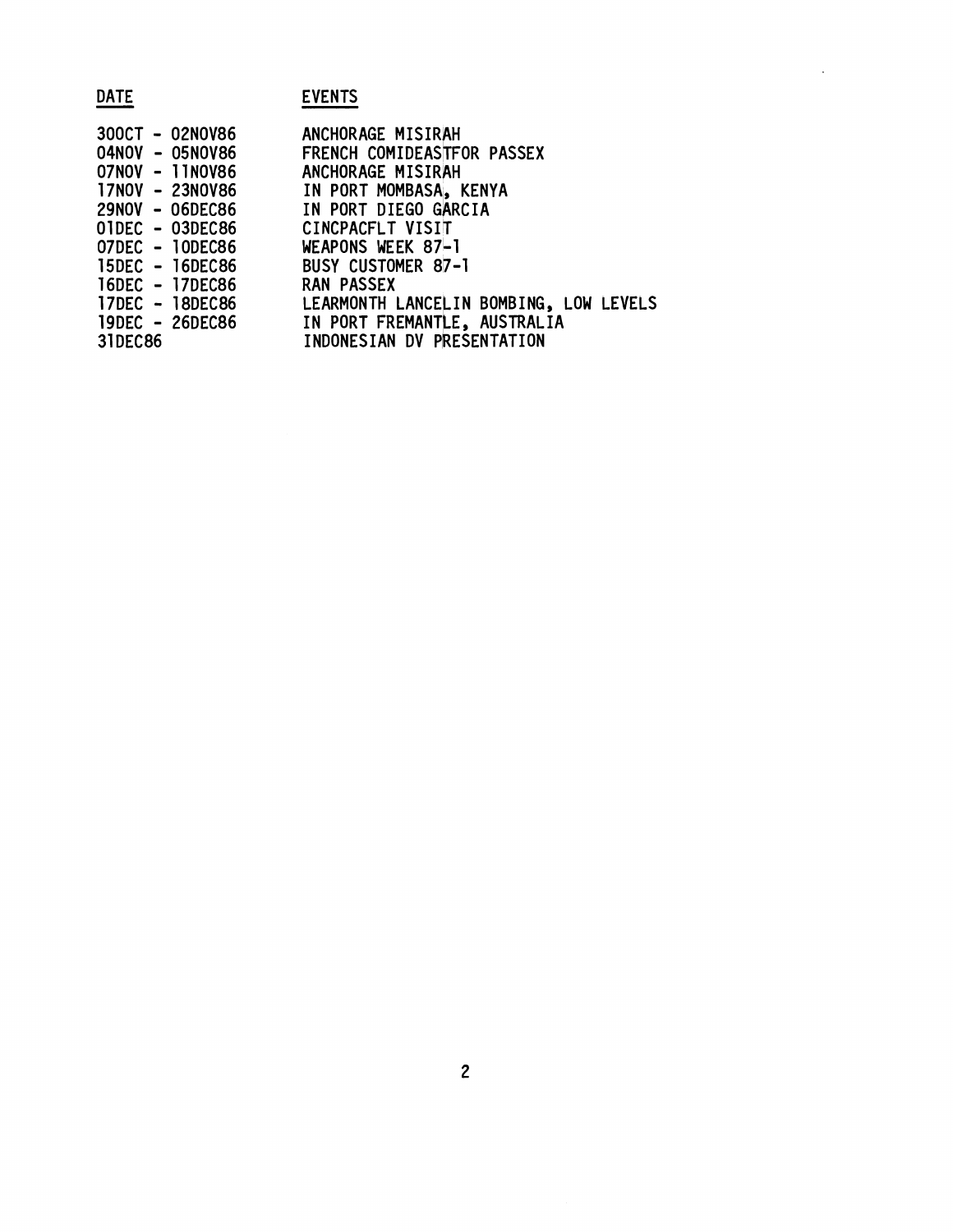| DATE | EVENTS |
|---|---|
| 30OCT - 02NOV86 | ANCHORAGE MISIRAH |
| 04NOV - 05NOV86 | FRENCH COMIDEASTFOR PASSEX |
| 07NOV - 11NOV86 | ANCHORAGE MISIRAH |
| 17NOV - 23NOV86 | IN PORT MOMBASA, KENYA |
| 29NOV - 06DEC86 | IN PORT DIEGO GARCIA |
| 01DEC - 03DEC86 | CINCPACFLT VISIT |
| 07DEC - 10DEC86 | WEAPONS WEEK 87-1 |
| 15DEC - 16DEC86 | BUSY CUSTOMER 87-1 |
| 16DEC - 17DEC86 | RAN PASSEX |
| 17DEC - 18DEC86 | LEARMONTH LANCELIN BOMBING, LOW LEVELS |
| 19DEC - 26DEC86 | IN PORT FREMANTLE, AUSTRALIA |
| 31DEC86 | INDONESIAN DV PRESENTATION |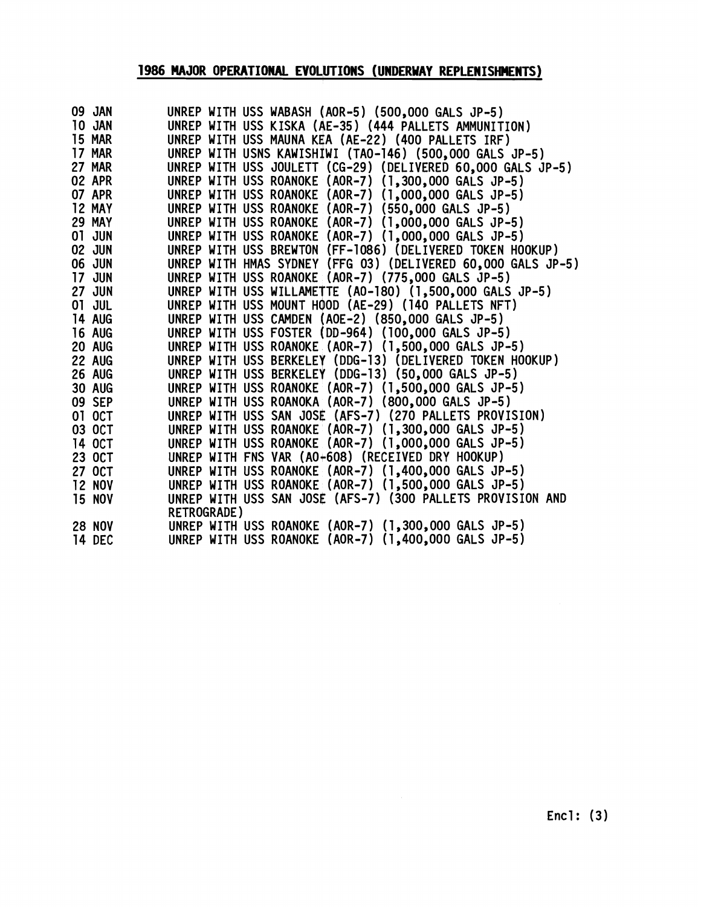## 1986 MAJOR OPERATIONAL EVOLUTIONS (UNDERWAY REPLENISHMENTS)

| | |
|---|---|
| 09 JAN | UNREP WITH USS WABASH (AOR-5) (500,000 GALS JP-5) |
| 10 JAN | UNREP WITH USS KISKA (AE-35) (444 PALLETS AMMUNITION) |
| 15 MAR | UNREP WITH USS MAUNA KEA (AE-22) (400 PALLETS IRF) |
| 17 MAR | UNREP WITH USNS KAWISHIWI (TAO-146) (500,000 GALS JP-5) |
| 27 MAR | UNREP WITH USS JOULETT (CG-29) (DELIVERED 60,000 GALS JP-5) |
| 02 APR | UNREP WITH USS ROANOKE (AOR-7) (1,300,000 GALS JP-5) |
| 07 APR | UNREP WITH USS ROANOKE (AOR-7) (1,000,000 GALS JP-5) |
| 12 MAY | UNREP WITH USS ROANOKE (AOR-7) (550,000 GALS JP-5) |
| 29 MAY | UNREP WITH USS ROANOKE (AOR-7) (1,000,000 GALS JP-5) |
| 01 JUN | UNREP WITH USS ROANOKE (AOR-7) (1,000,000 GALS JP-5) |
| 02 JUN | UNREP WITH USS BREWTON (FF-1086) (DELIVERED TOKEN HOOKUP) |
| 06 JUN | UNREP WITH HMAS SYDNEY (FFG 03) (DELIVERED 60,000 GALS JP-5) |
| 17 JUN | UNREP WITH USS ROANOKE (AOR-7) (775,000 GALS JP-5) |
| 27 JUN | UNREP WITH USS WILLAMETTE (AO-180) (1,500,000 GALS JP-5) |
| 01 JUL | UNREP WITH USS MOUNT HOOD (AE-29) (140 PALLETS NFT) |
| 14 AUG | UNREP WITH USS CAMDEN (AOE-2) (850,000 GALS JP-5) |
| 16 AUG | UNREP WITH USS FOSTER (DD-964) (100,000 GALS JP-5) |
| 20 AUG | UNREP WITH USS ROANOKE (AOR-7) (1,500,000 GALS JP-5) |
| 22 AUG | UNREP WITH USS BERKELEY (DDG-13) (DELIVERED TOKEN HOOKUP) |
| 26 AUG | UNREP WITH USS BERKELEY (DDG-13) (50,000 GALS JP-5) |
| 30 AUG | UNREP WITH USS ROANOKE (AOR-7) (1,500,000 GALS JP-5) |
| 09 SEP | UNREP WITH USS ROANOKA (AOR-7) (800,000 GALS JP-5) |
| 01 OCT | UNREP WITH USS SAN JOSE (AFS-7) (270 PALLETS PROVISION) |
| 03 OCT | UNREP WITH USS ROANOKE (AOR-7) (1,300,000 GALS JP-5) |
| 14 OCT | UNREP WITH USS ROANOKE (AOR-7) (1,000,000 GALS JP-5) |
| 23 OCT | UNREP WITH FNS VAR (AO-608) (RECEIVED DRY HOOKUP) |
| 27 OCT | UNREP WITH USS ROANOKE (AOR-7) (1,400,000 GALS JP-5) |
| 12 NOV | UNREP WITH USS ROANOKE (AOR-7) (1,500,000 GALS JP-5) |
| 15 NOV | UNREP WITH USS SAN JOSE (AFS-7) (300 PALLETS PROVISION AND RETROGRADE) |
| 28 NOV | UNREP WITH USS ROANOKE (AOR-7) (1,300,000 GALS JP-5) |
| 14 DEC | UNREP WITH USS ROANOKE (AOR-7) (1,400,000 GALS JP-5) |

Encl: (3)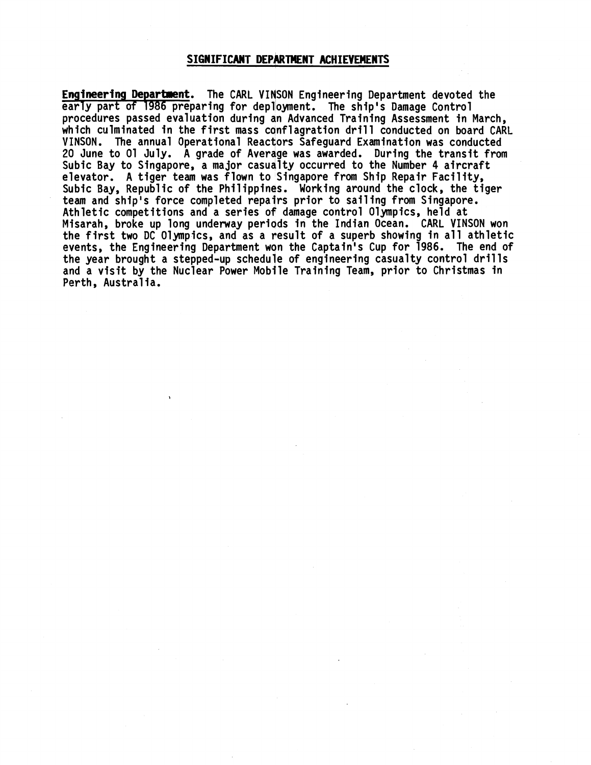## SIGNIFICANT DEPARTMENT ACHIEVEMENTS

**Engineering Department.** The CARL VINSON Engineering Department devoted the early part of 1986 preparing for deployment. The ship's Damage Control procedures passed evaluation during an Advanced Training Assessment in March, which culminated in the first mass conflagration drill conducted on board CARL VINSON. The annual Operational Reactors Safeguard Examination was conducted 20 June to 01 July. A grade of Average was awarded. During the transit from Subic Bay to Singapore, a major casualty occurred to the Number 4 aircraft elevator. A tiger team was flown to Singapore from Ship Repair Facility, Subic Bay, Republic of the Philippines. Working around the clock, the tiger team and ship's force completed repairs prior to sailing from Singapore. Athletic competitions and a series of damage control Olympics, held at Misarah, broke up long underway periods in the Indian Ocean. CARL VINSON won the first two DC Olympics, and as a result of a superb showing in all athletic events, the Engineering Department won the Captain's Cup for 1986. The end of the year brought a stepped-up schedule of engineering casualty control drills and a visit by the Nuclear Power Mobile Training Team, prior to Christmas in Perth, Australia.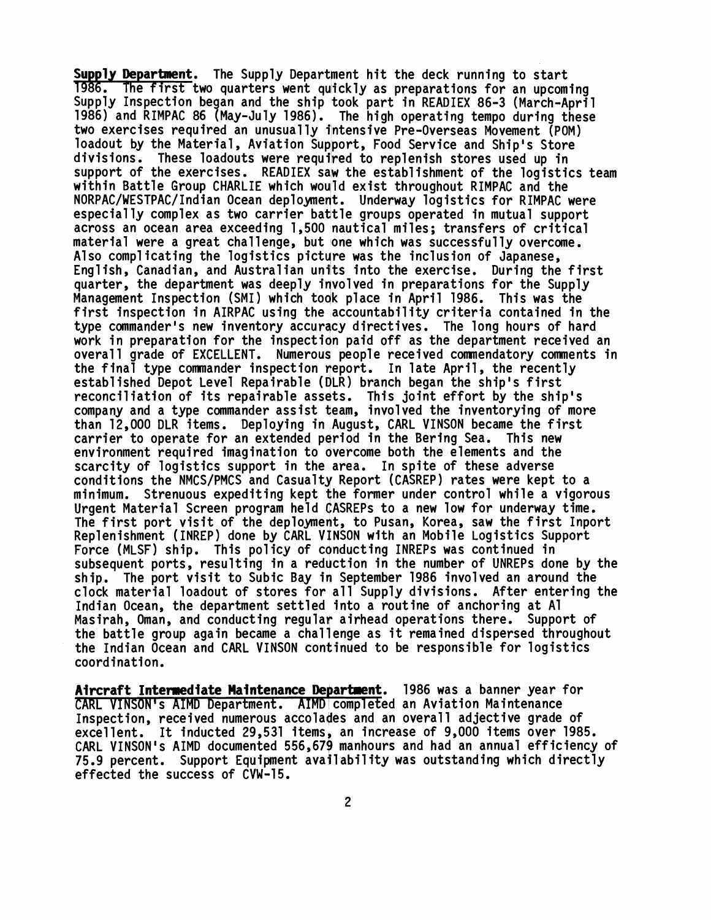**Supply Department.** The Supply Department hit the deck running to start 1986. The first two quarters went quickly as preparations for an upcoming Supply Inspection began and the ship took part in READIEX 86-3 (March-April 1986) and RIMPAC 86 (May-July 1986). The high operating tempo during these two exercises required an unusually intensive Pre-Overseas Movement (POM) loadout by the Material, Aviation Support, Food Service and Ship's Store divisions. These loadouts were required to replenish stores used up in support of the exercises. READIEX saw the establishment of the logistics team within Battle Group CHARLIE which would exist throughout RIMPAC and the NORPAC/WESTPAC/Indian Ocean deployment. Underway logistics for RIMPAC were especially complex as two carrier battle groups operated in mutual support across an ocean area exceeding 1,500 nautical miles; transfers of critical material were a great challenge, but one which was successfully overcome. Also complicating the logistics picture was the inclusion of Japanese, English, Canadian, and Australian units into the exercise. During the first quarter, the department was deeply involved in preparations for the Supply Management Inspection (SMI) which took place in April 1986. This was the first inspection in AIRPAC using the accountability criteria contained in the type commander's new inventory accuracy directives. The long hours of hard work in preparation for the inspection paid off as the department received an overall grade of EXCELLENT. Numerous people received commendatory comments in the final type commander inspection report. In late April, the recently established Depot Level Repairable (DLR) branch began the ship's first reconciliation of its repairable assets. This joint effort by the ship's company and a type commander assist team, involved the inventorying of more than 12,000 DLR items. Deploying in August, CARL VINSON became the first carrier to operate for an extended period in the Bering Sea. This new environment required imagination to overcome both the elements and the scarcity of logistics support in the area. In spite of these adverse conditions the NMCS/PMCS and Casualty Report (CASREP) rates were kept to a minimum. Strenuous expediting kept the former under control while a vigorous Urgent Material Screen program held CASREPs to a new low for underway time. The first port visit of the deployment, to Pusan, Korea, saw the first Inport Replenishment (INREP) done by CARL VINSON with an Mobile Logistics Support Force (MLSF) ship. This policy of conducting INREPs was continued in subsequent ports, resulting in a reduction in the number of UNREPs done by the ship. The port visit to Subic Bay in September 1986 involved an around the clock material loadout of stores for all Supply divisions. After entering the Indian Ocean, the department settled into a routine of anchoring at Al Masirah, Oman, and conducting regular airhead operations there. Support of the battle group again became a challenge as it remained dispersed throughout the Indian Ocean and CARL VINSON continued to be responsible for logistics coordination.

**Aircraft Intermediate Maintenance Department.** 1986 was a banner year for CARL VINSON's AIMD Department. AIMD completed an Aviation Maintenance Inspection, received numerous accolades and an overall adjective grade of excellent. It inducted 29,531 items, an increase of 9,000 items over 1985. CARL VINSON's AIMD documented 556,679 manhours and had an annual efficiency of 75.9 percent. Support Equipment availability was outstanding which directly effected the success of CVW-15.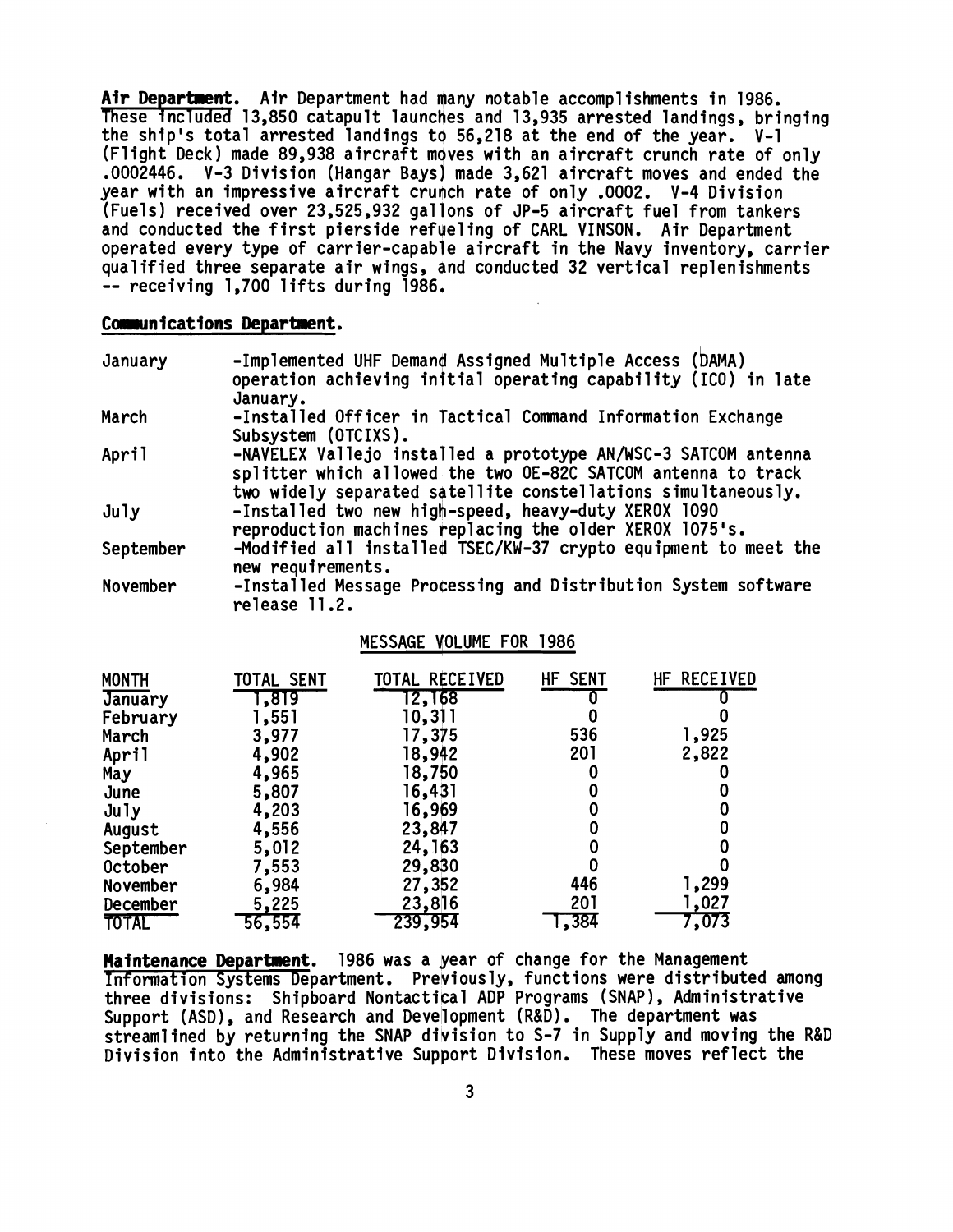**Air Department.** Air Department had many notable accomplishments in 1986. These included 13,850 catapult launches and 13,935 arrested landings, bringing the ship's total arrested landings to 56,218 at the end of the year. V-1 (Flight Deck) made 89,938 aircraft moves with an aircraft crunch rate of only .0002446. V-3 Division (Hangar Bays) made 3,621 aircraft moves and ended the year with an impressive aircraft crunch rate of only .0002. V-4 Division (Fuels) received over 23,525,932 gallons of JP-5 aircraft fuel from tankers and conducted the first pierside refueling of CARL VINSON. Air Department operated every type of carrier-capable aircraft in the Navy inventory, carrier qualified three separate air wings, and conducted 32 vertical replenishments -- receiving 1,700 lifts during 1986.

**Communications Department.**

| | |
|---|---|
| January | -Implemented UHF Demand Assigned Multiple Access (DAMA) operation achieving initial operating capability (ICO) in late January. |
| March | -Installed Officer in Tactical Command Information Exchange Subsystem (OTCIXS). |
| April | -NAVELEX Vallejo installed a prototype AN/WSC-3 SATCOM antenna splitter which allowed the two OE-82C SATCOM antenna to track two widely separated satellite constellations simultaneously. |
| July | -Installed two new high-speed, heavy-duty XEROX 1090 reproduction machines replacing the older XEROX 1075's. |
| September | -Modified all installed TSEC/KW-37 crypto equipment to meet the new requirements. |
| November | -Installed Message Processing and Distribution System software release 11.2. |

MESSAGE VOLUME FOR 1986

| MONTH | TOTAL SENT | TOTAL RECEIVED | HF SENT | HF RECEIVED |
|---|---|---|---|---|
| January | 1,819 | 12,168 | 0 | 0 |
| February | 1,551 | 10,311 | 0 | 0 |
| March | 3,977 | 17,375 | 536 | 1,925 |
| April | 4,902 | 18,942 | 201 | 2,822 |
| May | 4,965 | 18,750 | 0 | 0 |
| June | 5,807 | 16,431 | 0 | 0 |
| July | 4,203 | 16,969 | 0 | 0 |
| August | 4,556 | 23,847 | 0 | 0 |
| September | 5,012 | 24,163 | 0 | 0 |
| October | 7,553 | 29,830 | 0 | 0 |
| November | 6,984 | 27,352 | 446 | 1,299 |
| December | 5,225 | 23,816 | 201 | 1,027 |
| TOTAL | 56,554 | 239,954 | 1,384 | 7,073 |

**Maintenance Department.** 1986 was a year of change for the Management Information Systems Department. Previously, functions were distributed among three divisions: Shipboard Nontactical ADP Programs (SNAP), Administrative Support (ASD), and Research and Development (R&D). The department was streamlined by returning the SNAP division to S-7 in Supply and moving the R&D Division into the Administrative Support Division. These moves reflect the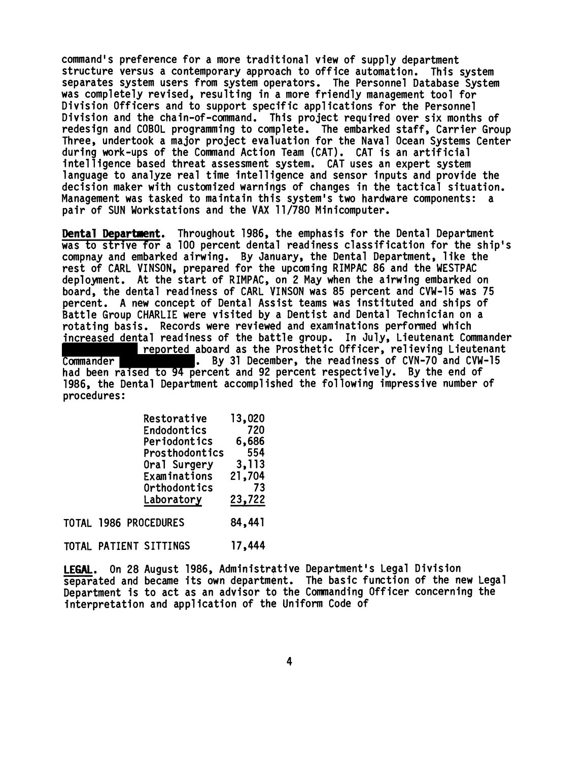command's preference for a more traditional view of supply department structure versus a contemporary approach to office automation. This system separates system users from system operators. The Personnel Database System was completely revised, resulting in a more friendly management tool for Division Officers and to support specific applications for the Personnel Division and the chain-of-command. This project required over six months of redesign and COBOL programming to complete. The embarked staff, Carrier Group Three, undertook a major project evaluation for the Naval Ocean Systems Center during work-ups of the Command Action Team (CAT). CAT is an artificial intelligence based threat assessment system. CAT uses an expert system language to analyze real time intelligence and sensor inputs and provide the decision maker with customized warnings of changes in the tactical situation. Management was tasked to maintain this system's two hardware components: a pair of SUN Workstations and the VAX 11/780 Minicomputer.

**Dental Department.** Throughout 1986, the emphasis for the Dental Department was to strive for a 100 percent dental readiness classification for the ship's compnay and embarked airwing. By January, the Dental Department, like the rest of CARL VINSON, prepared for the upcoming RIMPAC 86 and the WESTPAC deployment. At the start of RIMPAC, on 2 May when the airwing embarked on board, the dental readiness of CARL VINSON was 85 percent and CVW-15 was 75 percent. A new concept of Dental Assist teams was instituted and ships of Battle Group CHARLIE were visited by a Dentist and Dental Technician on a rotating basis. Records were reviewed and examinations performed which increased dental readiness of the battle group. In July, Lieutenant Commander [REDACTED] reported aboard as the Prosthetic Officer, relieving Lieutenant Commander [REDACTED]. By 31 December, the readiness of CVN-70 and CVW-15 had been raised to 94 percent and 92 percent respectively. By the end of 1986, the Dental Department accomplished the following impressive number of procedures:

| Procedure | Number |
|---|---|
| Restorative | 13,020 |
| Endodontics | 720 |
| Periodontics | 6,686 |
| Prosthodontics | 554 |
| Oral Surgery | 3,113 |
| Examinations | 21,704 |
| Orthodontics | 73 |
| Laboratory | 23,722 |
| TOTAL 1986 PROCEDURES | 84,441 |
| TOTAL PATIENT SITTINGS | 17,444 |

**LEGAL.** On 28 August 1986, Administrative Department's Legal Division separated and became its own department. The basic function of the new Legal Department is to act as an advisor to the Commanding Officer concerning the interpretation and application of the Uniform Code of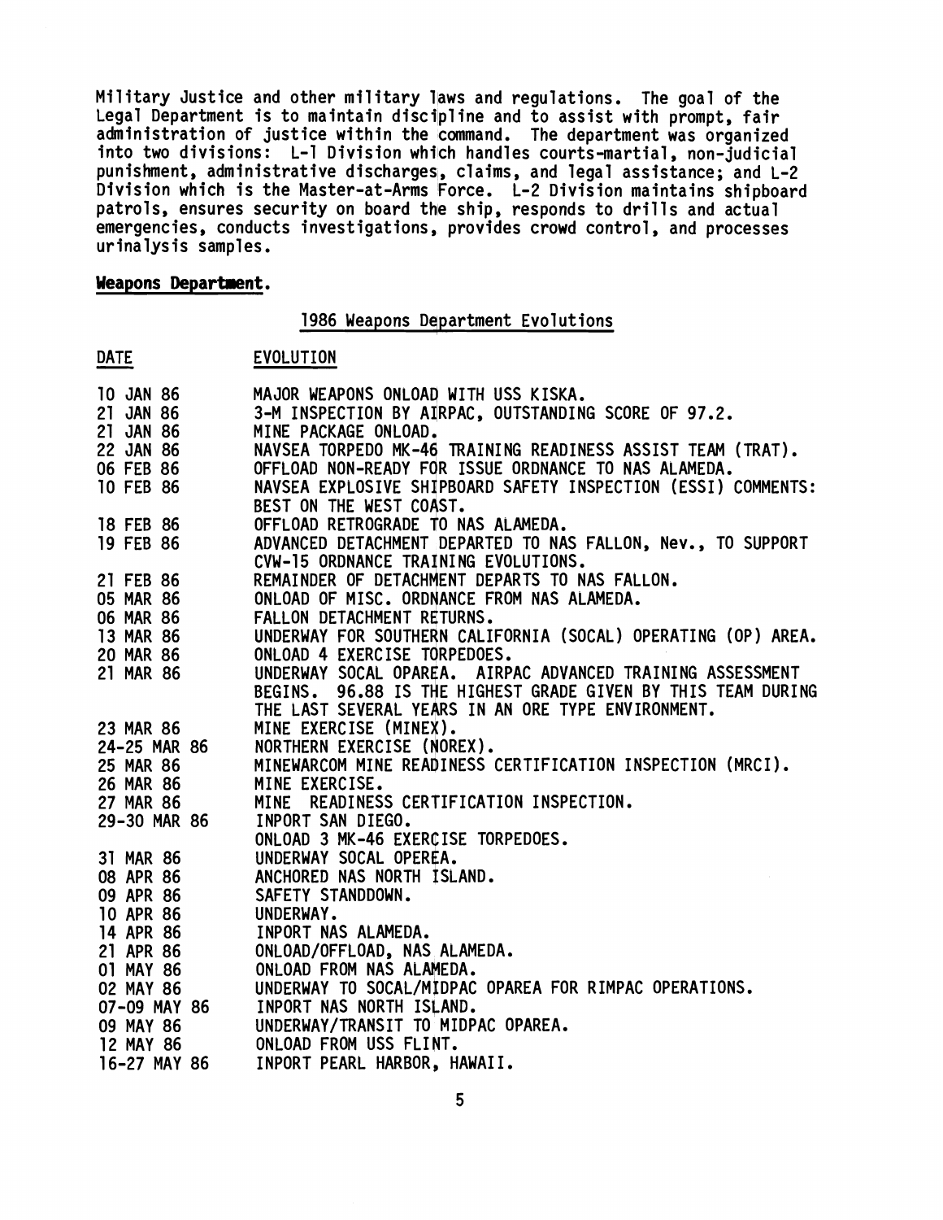Military Justice and other military laws and regulations. The goal of the Legal Department is to maintain discipline and to assist with prompt, fair administration of justice within the command. The department was organized into two divisions: L-1 Division which handles courts-martial, non-judicial punishment, administrative discharges, claims, and legal assistance; and L-2 Division which is the Master-at-Arms Force. L-2 Division maintains shipboard patrols, ensures security on board the ship, responds to drills and actual emergencies, conducts investigations, provides crowd control, and processes urinalysis samples.

**Weapons Department.**

1986 Weapons Department Evolutions

| DATE | EVOLUTION |
|---|---|
| 10 JAN 86 | MAJOR WEAPONS ONLOAD WITH USS KISKA. |
| 21 JAN 86 | 3-M INSPECTION BY AIRPAC, OUTSTANDING SCORE OF 97.2. |
| 21 JAN 86 | MINE PACKAGE ONLOAD. |
| 22 JAN 86 | NAVSEA TORPEDO MK-46 TRAINING READINESS ASSIST TEAM (TRAT). |
| 06 FEB 86 | OFFLOAD NON-READY FOR ISSUE ORDNANCE TO NAS ALAMEDA. |
| 10 FEB 86 | NAVSEA EXPLOSIVE SHIPBOARD SAFETY INSPECTION (ESSI) COMMENTS: BEST ON THE WEST COAST. |
| 18 FEB 86 | OFFLOAD RETROGRADE TO NAS ALAMEDA. |
| 19 FEB 86 | ADVANCED DETACHMENT DEPARTED TO NAS FALLON, Nev., TO SUPPORT CVW-15 ORDNANCE TRAINING EVOLUTIONS. |
| 21 FEB 86 | REMAINDER OF DETACHMENT DEPARTS TO NAS FALLON. |
| 05 MAR 86 | ONLOAD OF MISC. ORDNANCE FROM NAS ALAMEDA. |
| 06 MAR 86 | FALLON DETACHMENT RETURNS. |
| 13 MAR 86 | UNDERWAY FOR SOUTHERN CALIFORNIA (SOCAL) OPERATING (OP) AREA. |
| 20 MAR 86 | ONLOAD 4 EXERCISE TORPEDOES. |
| 21 MAR 86 | UNDERWAY SOCAL OPAREA. AIRPAC ADVANCED TRAINING ASSESSMENT BEGINS. 96.88 IS THE HIGHEST GRADE GIVEN BY THIS TEAM DURING THE LAST SEVERAL YEARS IN AN ORE TYPE ENVIRONMENT. |
| 23 MAR 86 | MINE EXERCISE (MINEX). |
| 24-25 MAR 86 | NORTHERN EXERCISE (NOREX). |
| 25 MAR 86 | MINEWARCOM MINE READINESS CERTIFICATION INSPECTION (MRCI). |
| 26 MAR 86 | MINE EXERCISE. |
| 27 MAR 86 | MINE READINESS CERTIFICATION INSPECTION. |
| 29-30 MAR 86 | INPORT SAN DIEGO. ONLOAD 3 MK-46 EXERCISE TORPEDOES. |
| 31 MAR 86 | UNDERWAY SOCAL OPEREA. |
| 08 APR 86 | ANCHORED NAS NORTH ISLAND. |
| 09 APR 86 | SAFETY STANDDOWN. |
| 10 APR 86 | UNDERWAY. |
| 14 APR 86 | INPORT NAS ALAMEDA. |
| 21 APR 86 | ONLOAD/OFFLOAD, NAS ALAMEDA. |
| 01 MAY 86 | ONLOAD FROM NAS ALAMEDA. |
| 02 MAY 86 | UNDERWAY TO SOCAL/MIDPAC OPAREA FOR RIMPAC OPERATIONS. |
| 07-09 MAY 86 | INPORT NAS NORTH ISLAND. |
| 09 MAY 86 | UNDERWAY/TRANSIT TO MIDPAC OPAREA. |
| 12 MAY 86 | ONLOAD FROM USS FLINT. |
| 16-27 MAY 86 | INPORT PEARL HARBOR, HAWAII. |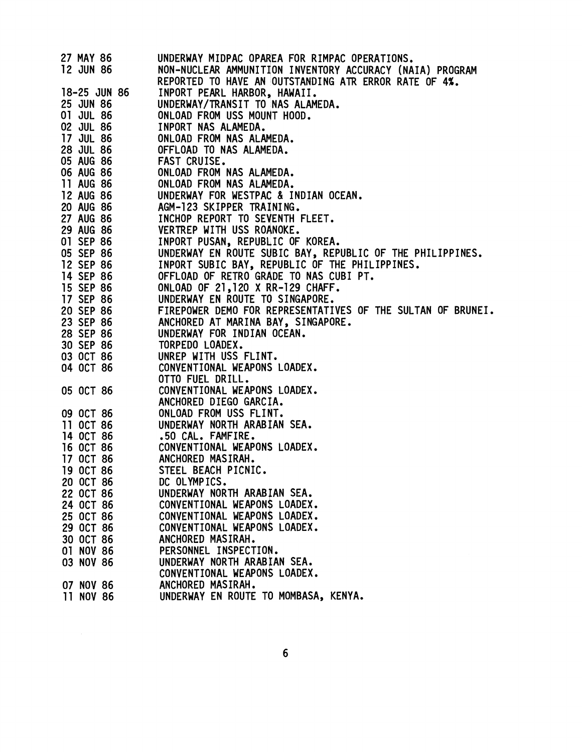| | |
|---|---|
| 27 MAY 86 | UNDERWAY MIDPAC OPAREA FOR RIMPAC OPERATIONS. |
| 12 JUN 86 | NON-NUCLEAR AMMUNITION INVENTORY ACCURACY (NAIA) PROGRAM REPORTED TO HAVE AN OUTSTANDING ATR ERROR RATE OF 4%. |
| 18-25 JUN 86 | INPORT PEARL HARBOR, HAWAII. |
| 25 JUN 86 | UNDERWAY/TRANSIT TO NAS ALAMEDA. |
| 01 JUL 86 | ONLOAD FROM USS MOUNT HOOD. |
| 02 JUL 86 | INPORT NAS ALAMEDA. |
| 17 JUL 86 | ONLOAD FROM NAS ALAMEDA. |
| 28 JUL 86 | OFFLOAD TO NAS ALAMEDA. |
| 05 AUG 86 | FAST CRUISE. |
| 06 AUG 86 | ONLOAD FROM NAS ALAMEDA. |
| 11 AUG 86 | ONLOAD FROM NAS ALAMEDA. |
| 12 AUG 86 | UNDERWAY FOR WESTPAC & INDIAN OCEAN. |
| 20 AUG 86 | AGM-123 SKIPPER TRAINING. |
| 27 AUG 86 | INCHOP REPORT TO SEVENTH FLEET. |
| 29 AUG 86 | VERTREP WITH USS ROANOKE. |
| 01 SEP 86 | INPORT PUSAN, REPUBLIC OF KOREA. |
| 05 SEP 86 | UNDERWAY EN ROUTE SUBIC BAY, REPUBLIC OF THE PHILIPPINES. |
| 12 SEP 86 | INPORT SUBIC BAY, REPUBLIC OF THE PHILIPPINES. |
| 14 SEP 86 | OFFLOAD OF RETRO GRADE TO NAS CUBI PT. |
| 15 SEP 86 | ONLOAD OF 21,120 X RR-129 CHAFF. |
| 17 SEP 86 | UNDERWAY EN ROUTE TO SINGAPORE. |
| 20 SEP 86 | FIREPOWER DEMO FOR REPRESENTATIVES OF THE SULTAN OF BRUNEI. |
| 23 SEP 86 | ANCHORED AT MARINA BAY, SINGAPORE. |
| 28 SEP 86 | UNDERWAY FOR INDIAN OCEAN. |
| 30 SEP 86 | TORPEDO LOADEX. |
| 03 OCT 86 | UNREP WITH USS FLINT. |
| 04 OCT 86 | CONVENTIONAL WEAPONS LOADEX.<br>OTTO FUEL DRILL. |
| 05 OCT 86 | CONVENTIONAL WEAPONS LOADEX.<br>ANCHORED DIEGO GARCIA. |
| 09 OCT 86 | ONLOAD FROM USS FLINT. |
| 11 OCT 86 | UNDERWAY NORTH ARABIAN SEA. |
| 14 OCT 86 | .50 CAL. FAMFIRE. |
| 16 OCT 86 | CONVENTIONAL WEAPONS LOADEX. |
| 17 OCT 86 | ANCHORED MASIRAH. |
| 19 OCT 86 | STEEL BEACH PICNIC. |
| 20 OCT 86 | DC OLYMPICS. |
| 22 OCT 86 | UNDERWAY NORTH ARABIAN SEA. |
| 24 OCT 86 | CONVENTIONAL WEAPONS LOADEX. |
| 25 OCT 86 | CONVENTIONAL WEAPONS LOADEX. |
| 29 OCT 86 | CONVENTIONAL WEAPONS LOADEX. |
| 30 OCT 86 | ANCHORED MASIRAH. |
| 01 NOV 86 | PERSONNEL INSPECTION. |
| 03 NOV 86 | UNDERWAY NORTH ARABIAN SEA.<br>CONVENTIONAL WEAPONS LOADEX. |
| 07 NOV 86 | ANCHORED MASIRAH. |
| 11 NOV 86 | UNDERWAY EN ROUTE TO MOMBASA, KENYA. |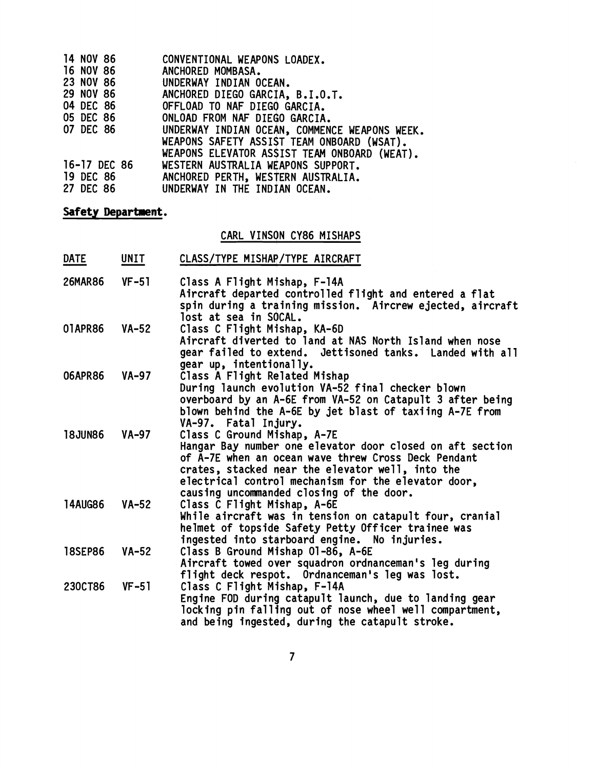| | |
|---|---|
| 14 NOV 86 | CONVENTIONAL WEAPONS LOADEX. |
| 16 NOV 86 | ANCHORED MOMBASA. |
| 23 NOV 86 | UNDERWAY INDIAN OCEAN. |
| 29 NOV 86 | ANCHORED DIEGO GARCIA, B.I.O.T. |
| 04 DEC 86 | OFFLOAD TO NAF DIEGO GARCIA. |
| 05 DEC 86 | ONLOAD FROM NAF DIEGO GARCIA. |
| 07 DEC 86 | UNDERWAY INDIAN OCEAN, COMMENCE WEAPONS WEEK. WEAPONS SAFETY ASSIST TEAM ONBOARD (WSAT). WEAPONS ELEVATOR ASSIST TEAM ONBOARD (WEAT). |
| 16-17 DEC 86 | WESTERN AUSTRALIA WEAPONS SUPPORT. |
| 19 DEC 86 | ANCHORED PERTH, WESTERN AUSTRALIA. |
| 27 DEC 86 | UNDERWAY IN THE INDIAN OCEAN. |

**Safety Department.**

CARL VINSON CY86 MISHAPS

| DATE | UNIT | CLASS/TYPE MISHAP/TYPE AIRCRAFT |
|---|---|---|
| 26MAR86 | VF-51 | Class A Flight Mishap, F-14A<br>Aircraft departed controlled flight and entered a flat spin during a training mission. Aircrew ejected, aircraft lost at sea in SOCAL. |
| 01APR86 | VA-52 | Class C Flight Mishap, KA-6D<br>Aircraft diverted to land at NAS North Island when nose gear failed to extend. Jettisoned tanks. Landed with all gear up, intentionally. |
| 06APR86 | VA-97 | Class A Flight Related Mishap<br>During launch evolution VA-52 final checker blown overboard by an A-6E from VA-52 on Catapult 3 after being blown behind the A-6E by jet blast of taxiing A-7E from VA-97. Fatal Injury. |
| 18JUN86 | VA-97 | Class C Ground Mishap, A-7E<br>Hangar Bay number one elevator door closed on aft section of A-7E when an ocean wave threw Cross Deck Pendant crates, stacked near the elevator well, into the electrical control mechanism for the elevator door, causing uncommanded closing of the door. |
| 14AUG86 | VA-52 | Class C Flight Mishap, A-6E<br>While aircraft was in tension on catapult four, cranial helmet of topside Safety Petty Officer trainee was ingested into starboard engine. No injuries. |
| 18SEP86 | VA-52 | Class B Ground Mishap 01-86, A-6E<br>Aircraft towed over squadron ordnanceman's leg during flight deck respot. Ordnanceman's leg was lost. |
| 23OCT86 | VF-51 | Class C Flight Mishap, F-14A<br>Engine FOD during catapult launch, due to landing gear locking pin falling out of nose wheel well compartment, and being ingested, during the catapult stroke. |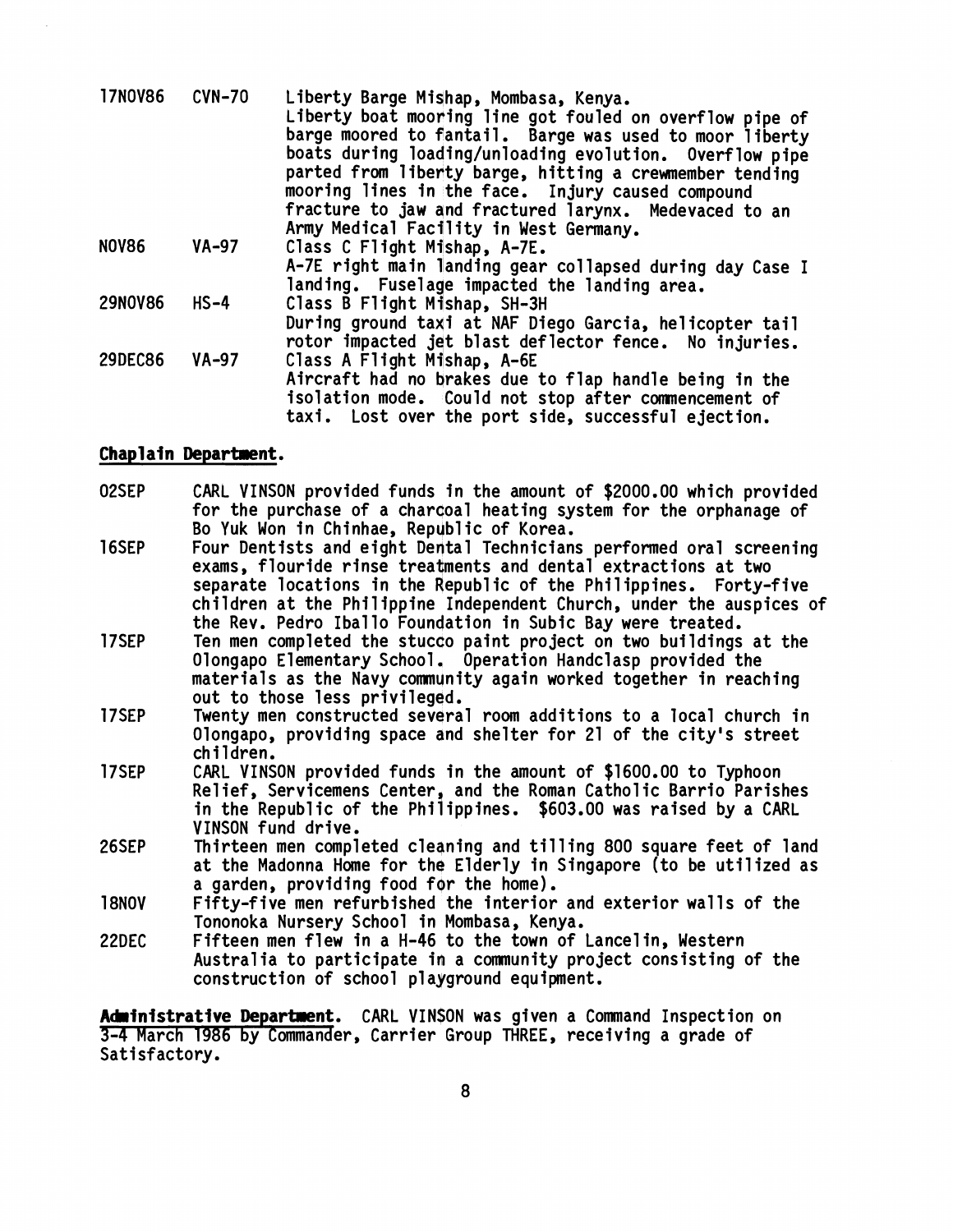| | | |
|---|---|---|
| 17NOV86 | CVN-70 | Liberty Barge Mishap, Mombasa, Kenya. Liberty boat mooring line got fouled on overflow pipe of barge moored to fantail. Barge was used to moor liberty boats during loading/unloading evolution. Overflow pipe parted from liberty barge, hitting a crewmember tending mooring lines in the face. Injury caused compound fracture to jaw and fractured larynx. Medevaced to an Army Medical Facility in West Germany. |
| NOV86 | VA-97 | Class C Flight Mishap, A-7E. A-7E right main landing gear collapsed during day Case I landing. Fuselage impacted the landing area. |
| 29NOV86 | HS-4 | Class B Flight Mishap, SH-3H During ground taxi at NAF Diego Garcia, helicopter tail rotor impacted jet blast deflector fence. No injuries. |
| 29DEC86 | VA-97 | Class A Flight Mishap, A-6E Aircraft had no brakes due to flap handle being in the isolation mode. Could not stop after commencement of taxi. Lost over the port side, successful ejection. |

**Chaplain Department.**

| | |
|---|---|
| 02SEP | CARL VINSON provided funds in the amount of $2000.00 which provided for the purchase of a charcoal heating system for the orphanage of Bo Yuk Won in Chinhae, Republic of Korea. |
| 16SEP | Four Dentists and eight Dental Technicians performed oral screening exams, flouride rinse treatments and dental extractions at two separate locations in the Republic of the Philippines. Forty-five children at the Philippine Independent Church, under the auspices of the Rev. Pedro Iballo Foundation in Subic Bay were treated. |
| 17SEP | Ten men completed the stucco paint project on two buildings at the Olongapo Elementary School. Operation Handclasp provided the materials as the Navy community again worked together in reaching out to those less privileged. |
| 17SEP | Twenty men constructed several room additions to a local church in Olongapo, providing space and shelter for 21 of the city's street children. |
| 17SEP | CARL VINSON provided funds in the amount of $1600.00 to Typhoon Relief, Servicemens Center, and the Roman Catholic Barrio Parishes in the Republic of the Philippines. $603.00 was raised by a CARL VINSON fund drive. |
| 26SEP | Thirteen men completed cleaning and tilling 800 square feet of land at the Madonna Home for the Elderly in Singapore (to be utilized as a garden, providing food for the home). |
| 18NOV | Fifty-five men refurbished the interior and exterior walls of the Tononoka Nursery School in Mombasa, Kenya. |
| 22DEC | Fifteen men flew in a H-46 to the town of Lancelin, Western Australia to participate in a community project consisting of the construction of school playground equipment. |

**Administrative Department.** CARL VINSON was given a Command Inspection on 3-4 March 1986 by Commander, Carrier Group THREE, receiving a grade of Satisfactory.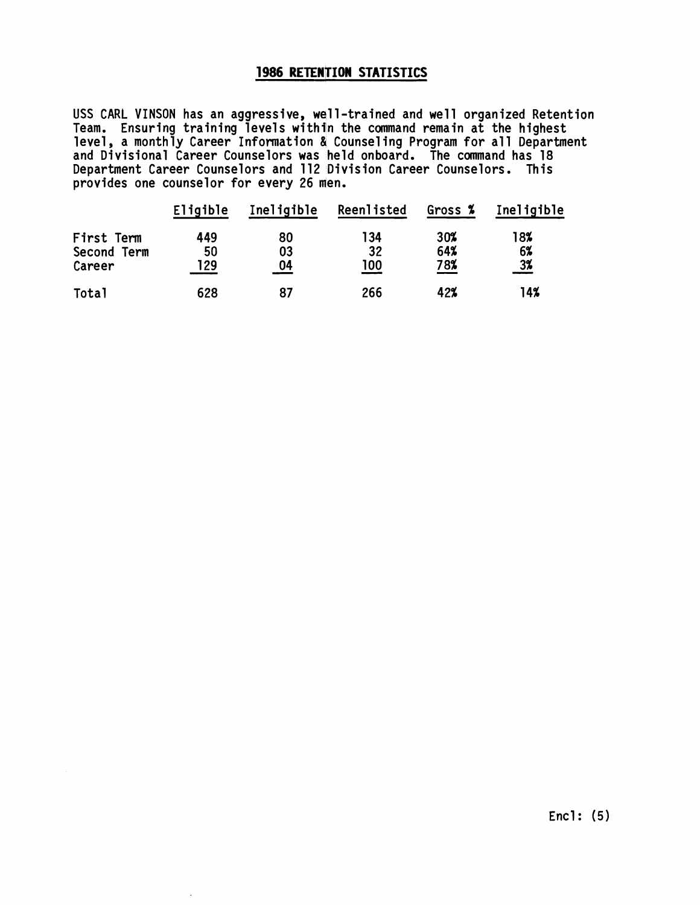## 1986 RETENTION STATISTICS

USS CARL VINSON has an aggressive, well-trained and well organized Retention Team. Ensuring training levels within the command remain at the highest level, a monthly Career Information & Counseling Program for all Department and Divisional Career Counselors was held onboard. The command has 18 Department Career Counselors and 112 Division Career Counselors. This provides one counselor for every 26 men.

| | Eligible | Ineligible | Reenlisted | Gross % | Ineligible |
|---|---|---|---|---|---|
| First Term | 449 | 80 | 134 | 30% | 18% |
| Second Term | 50 | 03 | 32 | 64% | 6% |
| Career | 129 | 04 | 100 | 78% | 3% |
| Total | 628 | 87 | 266 | 42% | 14% |

Encl: (5)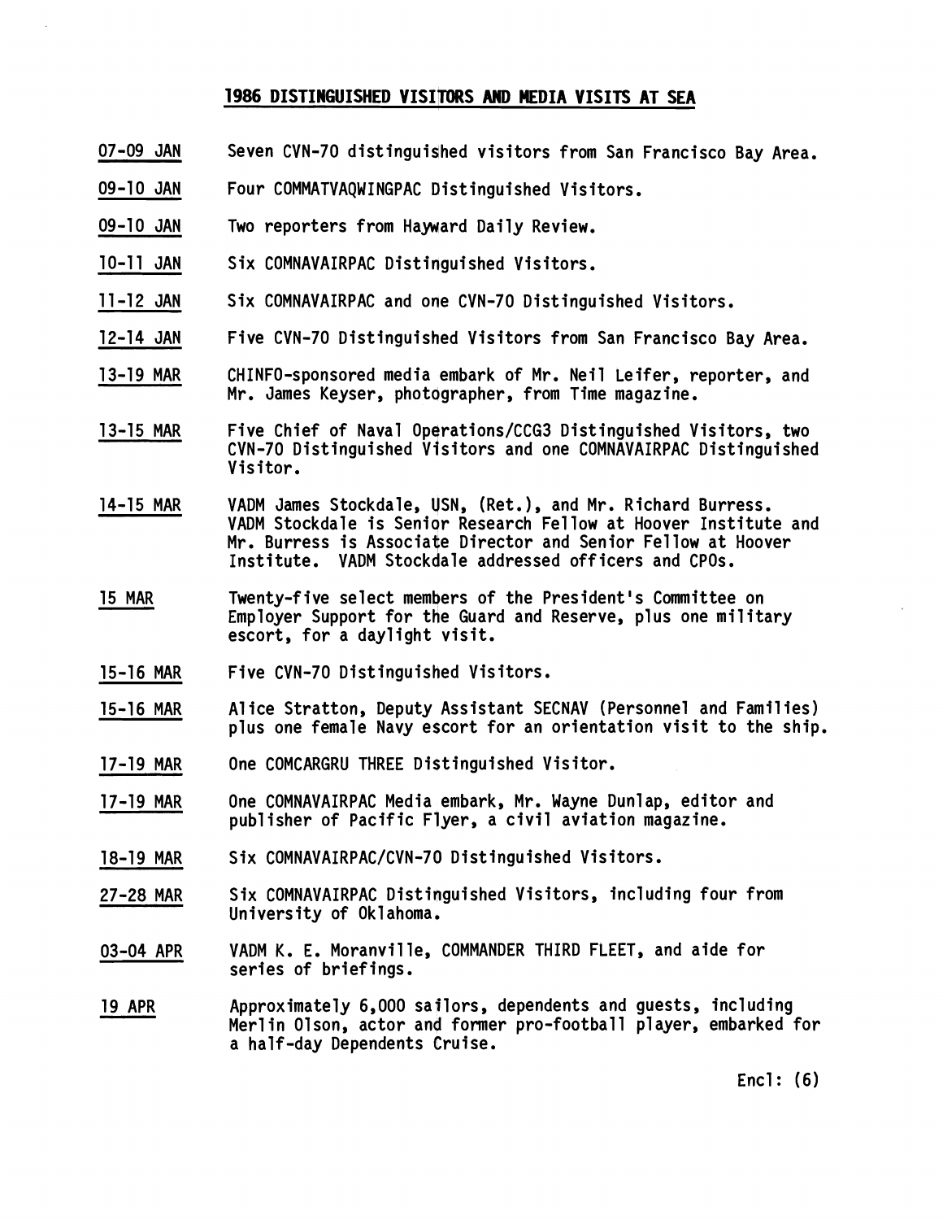## 1986 DISTINGUISHED VISITORS AND MEDIA VISITS AT SEA

07-09 JAN — Seven CVN-70 distinguished visitors from San Francisco Bay Area.

09-10 JAN — Four COMMATVAQWINGPAC Distinguished Visitors.

09-10 JAN — Two reporters from Hayward Daily Review.

10-11 JAN — Six COMNAVAIRPAC Distinguished Visitors.

11-12 JAN — Six COMNAVAIRPAC and one CVN-70 Distinguished Visitors.

12-14 JAN — Five CVN-70 Distinguished Visitors from San Francisco Bay Area.

13-19 MAR — CHINFO-sponsored media embark of Mr. Neil Leifer, reporter, and Mr. James Keyser, photographer, from Time magazine.

13-15 MAR — Five Chief of Naval Operations/CCG3 Distinguished Visitors, two CVN-70 Distinguished Visitors and one COMNAVAIRPAC Distinguished Visitor.

14-15 MAR — VADM James Stockdale, USN, (Ret.), and Mr. Richard Burress. VADM Stockdale is Senior Research Fellow at Hoover Institute and Mr. Burress is Associate Director and Senior Fellow at Hoover Institute. VADM Stockdale addressed officers and CPOs.

15 MAR — Twenty-five select members of the President's Committee on Employer Support for the Guard and Reserve, plus one military escort, for a daylight visit.

15-16 MAR — Five CVN-70 Distinguished Visitors.

15-16 MAR — Alice Stratton, Deputy Assistant SECNAV (Personnel and Families) plus one female Navy escort for an orientation visit to the ship.

17-19 MAR — One COMCARGRU THREE Distinguished Visitor.

17-19 MAR — One COMNAVAIRPAC Media embark, Mr. Wayne Dunlap, editor and publisher of Pacific Flyer, a civil aviation magazine.

18-19 MAR — Six COMNAVAIRPAC/CVN-70 Distinguished Visitors.

27-28 MAR — Six COMNAVAIRPAC Distinguished Visitors, including four from University of Oklahoma.

03-04 APR — VADM K. E. Moranville, COMMANDER THIRD FLEET, and aide for series of briefings.

19 APR — Approximately 6,000 sailors, dependents and guests, including Merlin Olson, actor and former pro-football player, embarked for a half-day Dependents Cruise.

Encl: (6)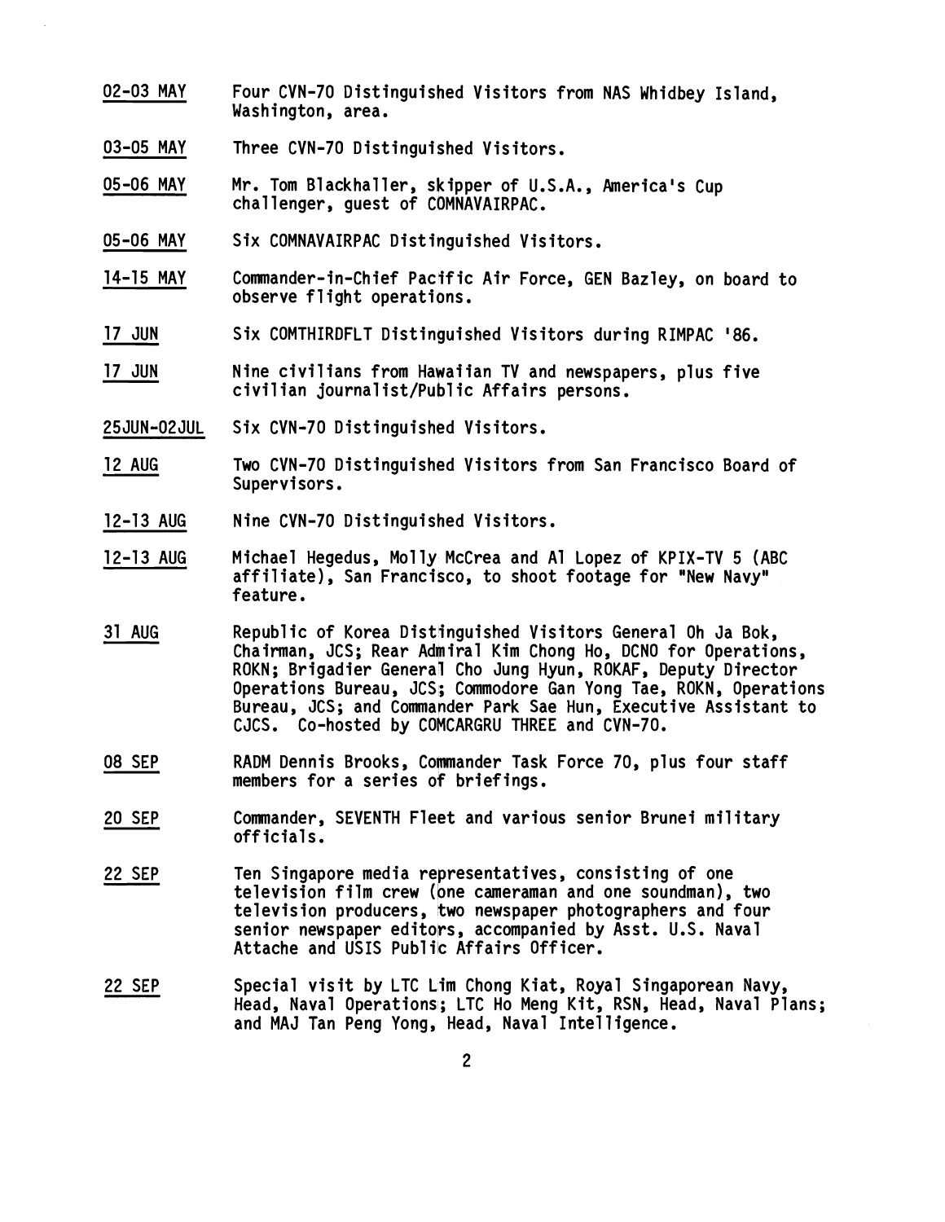02-03 MAY Four CVN-70 Distinguished Visitors from NAS Whidbey Island, Washington, area.

03-05 MAY Three CVN-70 Distinguished Visitors.

05-06 MAY Mr. Tom Blackhaller, skipper of U.S.A., America's Cup challenger, guest of COMNAVAIRPAC.

05-06 MAY Six COMNAVAIRPAC Distinguished Visitors.

14-15 MAY Commander-in-Chief Pacific Air Force, GEN Bazley, on board to observe flight operations.

17 JUN Six COMTHIRDFLT Distinguished Visitors during RIMPAC '86.

17 JUN Nine civilians from Hawaiian TV and newspapers, plus five civilian journalist/Public Affairs persons.

25JUN-02JUL Six CVN-70 Distinguished Visitors.

12 AUG Two CVN-70 Distinguished Visitors from San Francisco Board of Supervisors.

12-13 AUG Nine CVN-70 Distinguished Visitors.

12-13 AUG Michael Hegedus, Molly McCrea and Al Lopez of KPIX-TV 5 (ABC affiliate), San Francisco, to shoot footage for "New Navy" feature.

31 AUG Republic of Korea Distinguished Visitors General Oh Ja Bok, Chairman, JCS; Rear Admiral Kim Chong Ho, DCNO for Operations, ROKN; Brigadier General Cho Jung Hyun, ROKAF, Deputy Director Operations Bureau, JCS; Commodore Gan Yong Tae, ROKN, Operations Bureau, JCS; and Commander Park Sae Hun, Executive Assistant to CJCS. Co-hosted by COMCARGRU THREE and CVN-70.

08 SEP RADM Dennis Brooks, Commander Task Force 70, plus four staff members for a series of briefings.

20 SEP Commander, SEVENTH Fleet and various senior Brunei military officials.

22 SEP Ten Singapore media representatives, consisting of one television film crew (one cameraman and one soundman), two television producers, two newspaper photographers and four senior newspaper editors, accompanied by Asst. U.S. Naval Attache and USIS Public Affairs Officer.

22 SEP Special visit by LTC Lim Chong Kiat, Royal Singaporean Navy, Head, Naval Operations; LTC Ho Meng Kit, RSN, Head, Naval Plans; and MAJ Tan Peng Yong, Head, Naval Intelligence.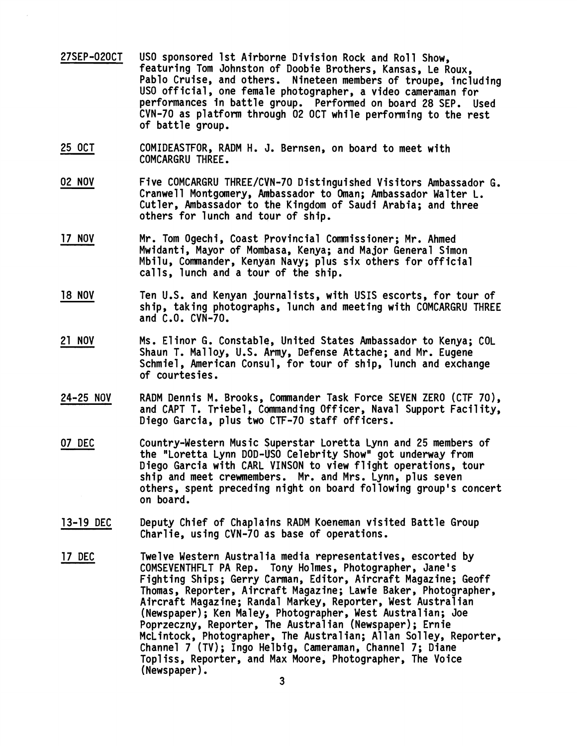27SEP-02OCT USO sponsored 1st Airborne Division Rock and Roll Show, featuring Tom Johnston of Doobie Brothers, Kansas, Le Roux, Pablo Cruise, and others. Nineteen members of troupe, including USO official, one female photographer, a video cameraman for performances in battle group. Performed on board 28 SEP. Used CVN-70 as platform through 02 OCT while performing to the rest of battle group.

25 OCT COMIDEASTFOR, RADM H. J. Bernsen, on board to meet with COMCARGRU THREE.

02 NOV Five COMCARGRU THREE/CVN-70 Distinguished Visitors Ambassador G. Cranwell Montgomery, Ambassador to Oman; Ambassador Walter L. Cutler, Ambassador to the Kingdom of Saudi Arabia; and three others for lunch and tour of ship.

17 NOV Mr. Tom Ogechi, Coast Provincial Commissioner; Mr. Ahmed Mwidanti, Mayor of Mombasa, Kenya; and Major General Simon Mbilu, Commander, Kenyan Navy; plus six others for official calls, lunch and a tour of the ship.

18 NOV Ten U.S. and Kenyan journalists, with USIS escorts, for tour of ship, taking photographs, lunch and meeting with COMCARGRU THREE and C.O. CVN-70.

21 NOV Ms. Elinor G. Constable, United States Ambassador to Kenya; COL Shaun T. Malloy, U.S. Army, Defense Attache; and Mr. Eugene Schmiel, American Consul, for tour of ship, lunch and exchange of courtesies.

24-25 NOV RADM Dennis M. Brooks, Commander Task Force SEVEN ZERO (CTF 70), and CAPT T. Triebel, Commanding Officer, Naval Support Facility, Diego Garcia, plus two CTF-70 staff officers.

07 DEC Country-Western Music Superstar Loretta Lynn and 25 members of the "Loretta Lynn DOD-USO Celebrity Show" got underway from Diego Garcia with CARL VINSON to view flight operations, tour ship and meet crewmembers. Mr. and Mrs. Lynn, plus seven others, spent preceding night on board following group's concert on board.

13-19 DEC Deputy Chief of Chaplains RADM Koeneman visited Battle Group Charlie, using CVN-70 as base of operations.

17 DEC Twelve Western Australia media representatives, escorted by COMSEVENTHFLT PA Rep. Tony Holmes, Photographer, Jane's Fighting Ships; Gerry Carman, Editor, Aircraft Magazine; Geoff Thomas, Reporter, Aircraft Magazine; Lawie Baker, Photographer, Aircraft Magazine; Randal Markey, Reporter, West Australian (Newspaper); Ken Maley, Photographer, West Australian; Joe Poprzeczny, Reporter, The Australian (Newspaper); Ernie McLintock, Photographer, The Australian; Allan Solley, Reporter, Channel 7 (TV); Ingo Helbig, Cameraman, Channel 7; Diane Topliss, Reporter, and Max Moore, Photographer, The Voice (Newspaper).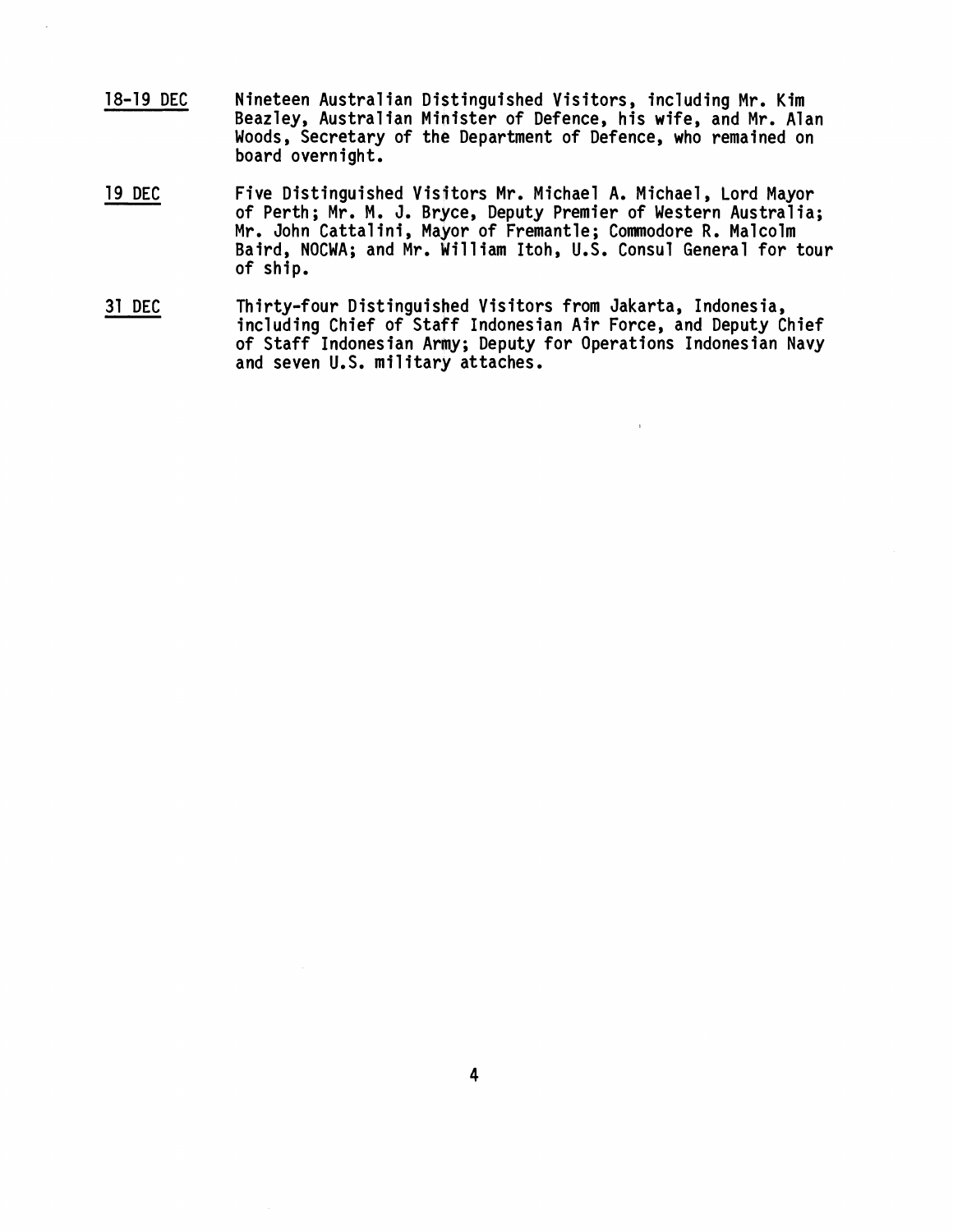<u>18-19 DEC</u> Nineteen Australian Distinguished Visitors, including Mr. Kim Beazley, Australian Minister of Defence, his wife, and Mr. Alan Woods, Secretary of the Department of Defence, who remained on board overnight.

<u>19 DEC</u> Five Distinguished Visitors Mr. Michael A. Michael, Lord Mayor of Perth; Mr. M. J. Bryce, Deputy Premier of Western Australia; Mr. John Cattalini, Mayor of Fremantle; Commodore R. Malcolm Baird, NOCWA; and Mr. William Itoh, U.S. Consul General for tour of ship.

<u>31 DEC</u> Thirty-four Distinguished Visitors from Jakarta, Indonesia, including Chief of Staff Indonesian Air Force, and Deputy Chief of Staff Indonesian Army; Deputy for Operations Indonesian Navy and seven U.S. military attaches.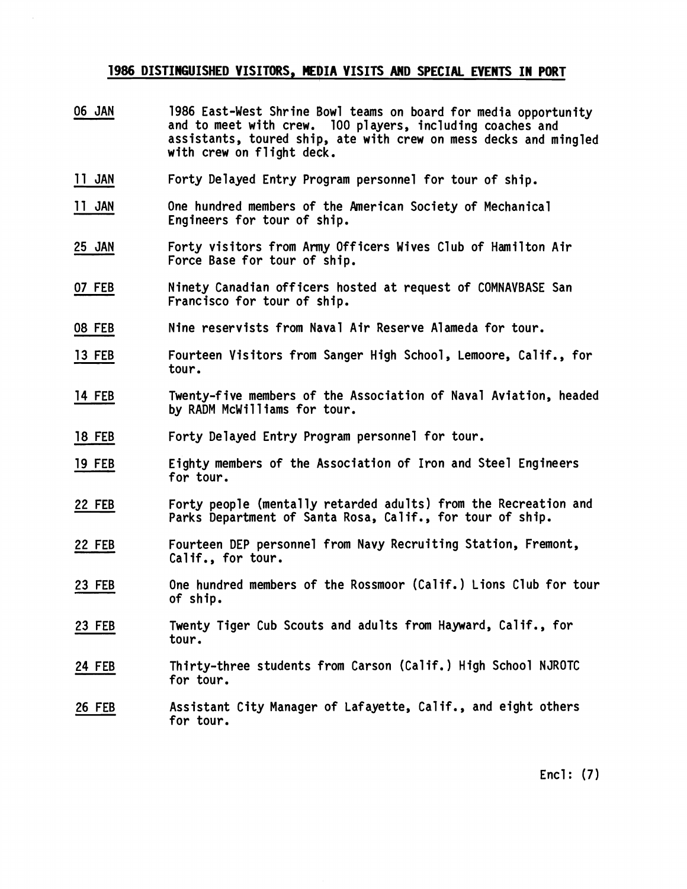## 1986 DISTINGUISHED VISITORS, MEDIA VISITS AND SPECIAL EVENTS IN PORT

**06 JAN** — 1986 East-West Shrine Bowl teams on board for media opportunity and to meet with crew. 100 players, including coaches and assistants, toured ship, ate with crew on mess decks and mingled with crew on flight deck.

**11 JAN** — Forty Delayed Entry Program personnel for tour of ship.

**11 JAN** — One hundred members of the American Society of Mechanical Engineers for tour of ship.

**25 JAN** — Forty visitors from Army Officers Wives Club of Hamilton Air Force Base for tour of ship.

**07 FEB** — Ninety Canadian officers hosted at request of COMNAVBASE San Francisco for tour of ship.

**08 FEB** — Nine reservists from Naval Air Reserve Alameda for tour.

**13 FEB** — Fourteen Visitors from Sanger High School, Lemoore, Calif., for tour.

**14 FEB** — Twenty-five members of the Association of Naval Aviation, headed by RADM McWilliams for tour.

**18 FEB** — Forty Delayed Entry Program personnel for tour.

**19 FEB** — Eighty members of the Association of Iron and Steel Engineers for tour.

**22 FEB** — Forty people (mentally retarded adults) from the Recreation and Parks Department of Santa Rosa, Calif., for tour of ship.

**22 FEB** — Fourteen DEP personnel from Navy Recruiting Station, Fremont, Calif., for tour.

**23 FEB** — One hundred members of the Rossmoor (Calif.) Lions Club for tour of ship.

**23 FEB** — Twenty Tiger Cub Scouts and adults from Hayward, Calif., for tour.

**24 FEB** — Thirty-three students from Carson (Calif.) High School NJROTC for tour.

**26 FEB** — Assistant City Manager of Lafayette, Calif., and eight others for tour.

Encl: (7)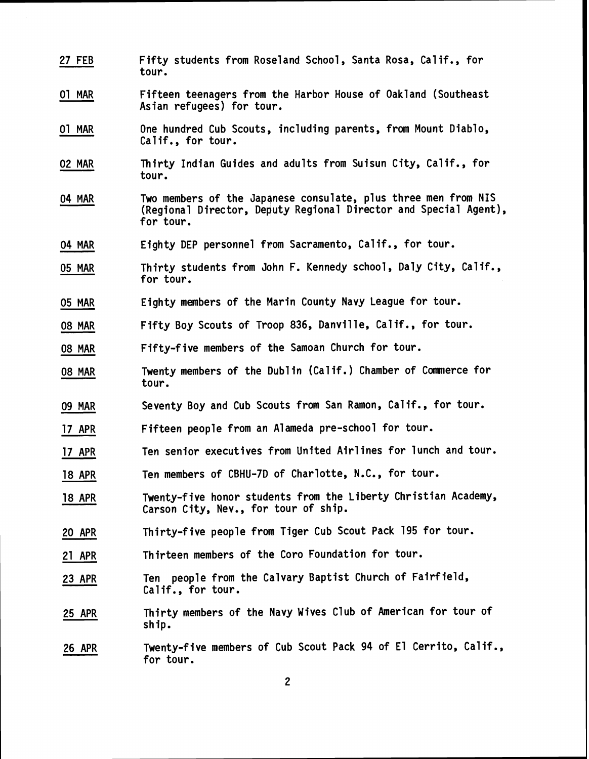<u>27 FEB</u> Fifty students from Roseland School, Santa Rosa, Calif., for tour.

<u>01 MAR</u> Fifteen teenagers from the Harbor House of Oakland (Southeast Asian refugees) for tour.

<u>01 MAR</u> One hundred Cub Scouts, including parents, from Mount Diablo, Calif., for tour.

<u>02 MAR</u> Thirty Indian Guides and adults from Suisun City, Calif., for tour.

<u>04 MAR</u> Two members of the Japanese consulate, plus three men from NIS (Regional Director, Deputy Regional Director and Special Agent), for tour.

<u>04 MAR</u> Eighty DEP personnel from Sacramento, Calif., for tour.

<u>05 MAR</u> Thirty students from John F. Kennedy school, Daly City, Calif., for tour.

<u>05 MAR</u> Eighty members of the Marin County Navy League for tour.

<u>08 MAR</u> Fifty Boy Scouts of Troop 836, Danville, Calif., for tour.

<u>08 MAR</u> Fifty-five members of the Samoan Church for tour.

<u>08 MAR</u> Twenty members of the Dublin (Calif.) Chamber of Commerce for tour.

<u>09 MAR</u> Seventy Boy and Cub Scouts from San Ramon, Calif., for tour.

<u>17 APR</u> Fifteen people from an Alameda pre-school for tour.

<u>17 APR</u> Ten senior executives from United Airlines for lunch and tour.

<u>18 APR</u> Ten members of CBHU-7D of Charlotte, N.C., for tour.

<u>18 APR</u> Twenty-five honor students from the Liberty Christian Academy, Carson City, Nev., for tour of ship.

<u>20 APR</u> Thirty-five people from Tiger Cub Scout Pack 195 for tour.

<u>21 APR</u> Thirteen members of the Coro Foundation for tour.

<u>23 APR</u> Ten people from the Calvary Baptist Church of Fairfield, Calif., for tour.

<u>25 APR</u> Thirty members of the Navy Wives Club of American for tour of ship.

<u>26 APR</u> Twenty-five members of Cub Scout Pack 94 of El Cerrito, Calif., for tour.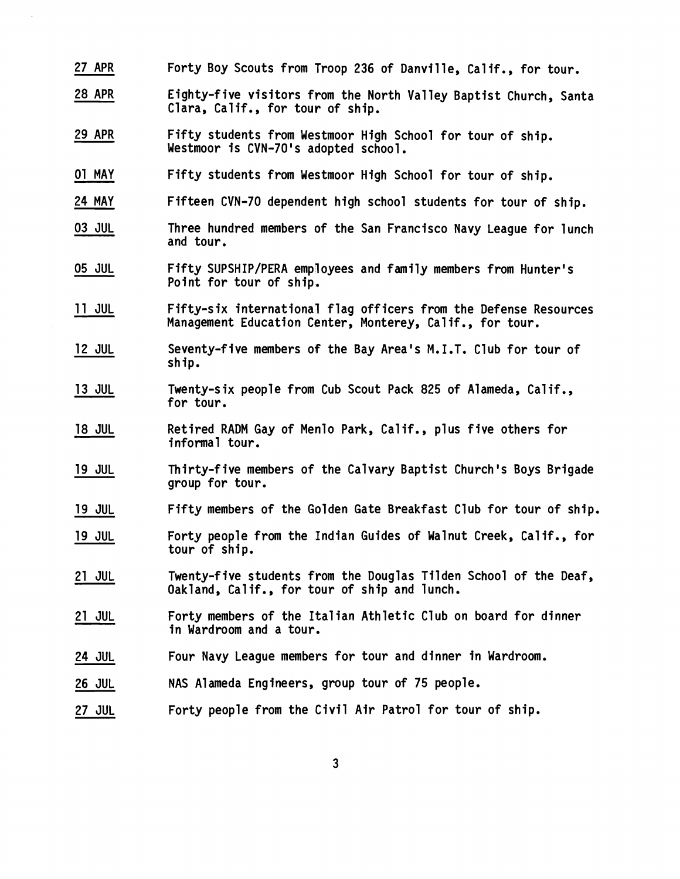<u>27 APR</u> Forty Boy Scouts from Troop 236 of Danville, Calif., for tour.

<u>28 APR</u> Eighty-five visitors from the North Valley Baptist Church, Santa Clara, Calif., for tour of ship.

<u>29 APR</u> Fifty students from Westmoor High School for tour of ship. Westmoor is CVN-70's adopted school.

<u>01 MAY</u> Fifty students from Westmoor High School for tour of ship.

<u>24 MAY</u> Fifteen CVN-70 dependent high school students for tour of ship.

<u>03 JUL</u> Three hundred members of the San Francisco Navy League for lunch and tour.

<u>05 JUL</u> Fifty SUPSHIP/PERA employees and family members from Hunter's Point for tour of ship.

<u>11 JUL</u> Fifty-six international flag officers from the Defense Resources Management Education Center, Monterey, Calif., for tour.

<u>12 JUL</u> Seventy-five members of the Bay Area's M.I.T. Club for tour of ship.

<u>13 JUL</u> Twenty-six people from Cub Scout Pack 825 of Alameda, Calif., for tour.

<u>18 JUL</u> Retired RADM Gay of Menlo Park, Calif., plus five others for informal tour.

<u>19 JUL</u> Thirty-five members of the Calvary Baptist Church's Boys Brigade group for tour.

<u>19 JUL</u> Fifty members of the Golden Gate Breakfast Club for tour of ship.

<u>19 JUL</u> Forty people from the Indian Guides of Walnut Creek, Calif., for tour of ship.

<u>21 JUL</u> Twenty-five students from the Douglas Tilden School of the Deaf, Oakland, Calif., for tour of ship and lunch.

<u>21 JUL</u> Forty members of the Italian Athletic Club on board for dinner in Wardroom and a tour.

<u>24 JUL</u> Four Navy League members for tour and dinner in Wardroom.

<u>26 JUL</u> NAS Alameda Engineers, group tour of 75 people.

<u>27 JUL</u> Forty people from the Civil Air Patrol for tour of ship.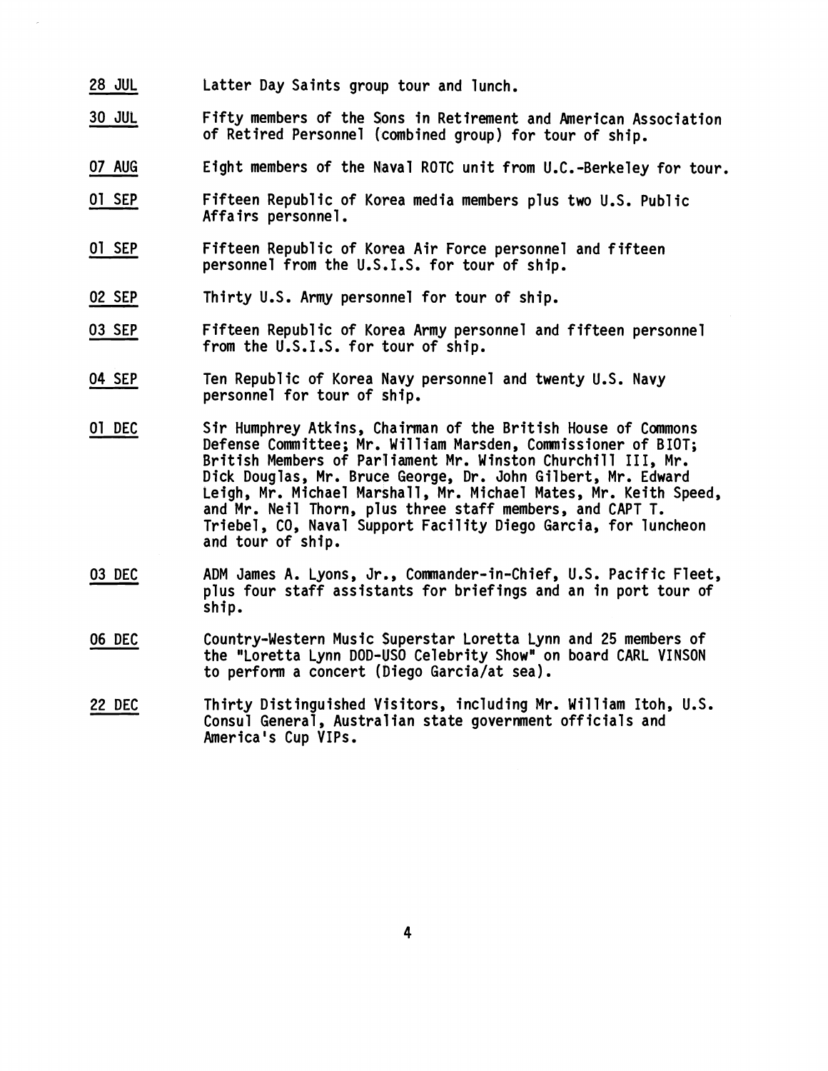28 JUL — Latter Day Saints group tour and lunch.

30 JUL — Fifty members of the Sons in Retirement and American Association of Retired Personnel (combined group) for tour of ship.

07 AUG — Eight members of the Naval ROTC unit from U.C.-Berkeley for tour.

01 SEP — Fifteen Republic of Korea media members plus two U.S. Public Affairs personnel.

01 SEP — Fifteen Republic of Korea Air Force personnel and fifteen personnel from the U.S.I.S. for tour of ship.

02 SEP — Thirty U.S. Army personnel for tour of ship.

03 SEP — Fifteen Republic of Korea Army personnel and fifteen personnel from the U.S.I.S. for tour of ship.

04 SEP — Ten Republic of Korea Navy personnel and twenty U.S. Navy personnel for tour of ship.

01 DEC — Sir Humphrey Atkins, Chairman of the British House of Commons Defense Committee; Mr. William Marsden, Commissioner of BIOT; British Members of Parliament Mr. Winston Churchill III, Mr. Dick Douglas, Mr. Bruce George, Dr. John Gilbert, Mr. Edward Leigh, Mr. Michael Marshall, Mr. Michael Mates, Mr. Keith Speed, and Mr. Neil Thorn, plus three staff members, and CAPT T. Triebel, CO, Naval Support Facility Diego Garcia, for luncheon and tour of ship.

03 DEC — ADM James A. Lyons, Jr., Commander-in-Chief, U.S. Pacific Fleet, plus four staff assistants for briefings and an in port tour of ship.

06 DEC — Country-Western Music Superstar Loretta Lynn and 25 members of the "Loretta Lynn DOD-USO Celebrity Show" on board CARL VINSON to perform a concert (Diego Garcia/at sea).

22 DEC — Thirty Distinguished Visitors, including Mr. William Itoh, U.S. Consul General, Australian state government officials and America's Cup VIPs.